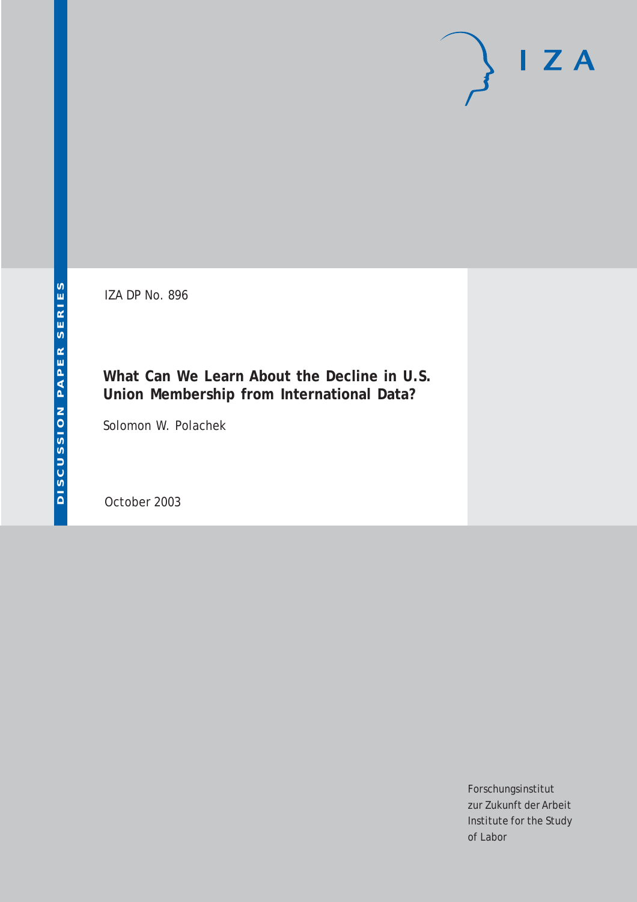DISCUSSION PAPER SERIES

IZA DP No. 896

# What Can We Learn About the Decline in U.S. Union Membership from International Data?

Solomon W. Polachek

October 2003

Forschungsinstitut
zur Zukunft der Arbeit
Institute for the Study
of Labor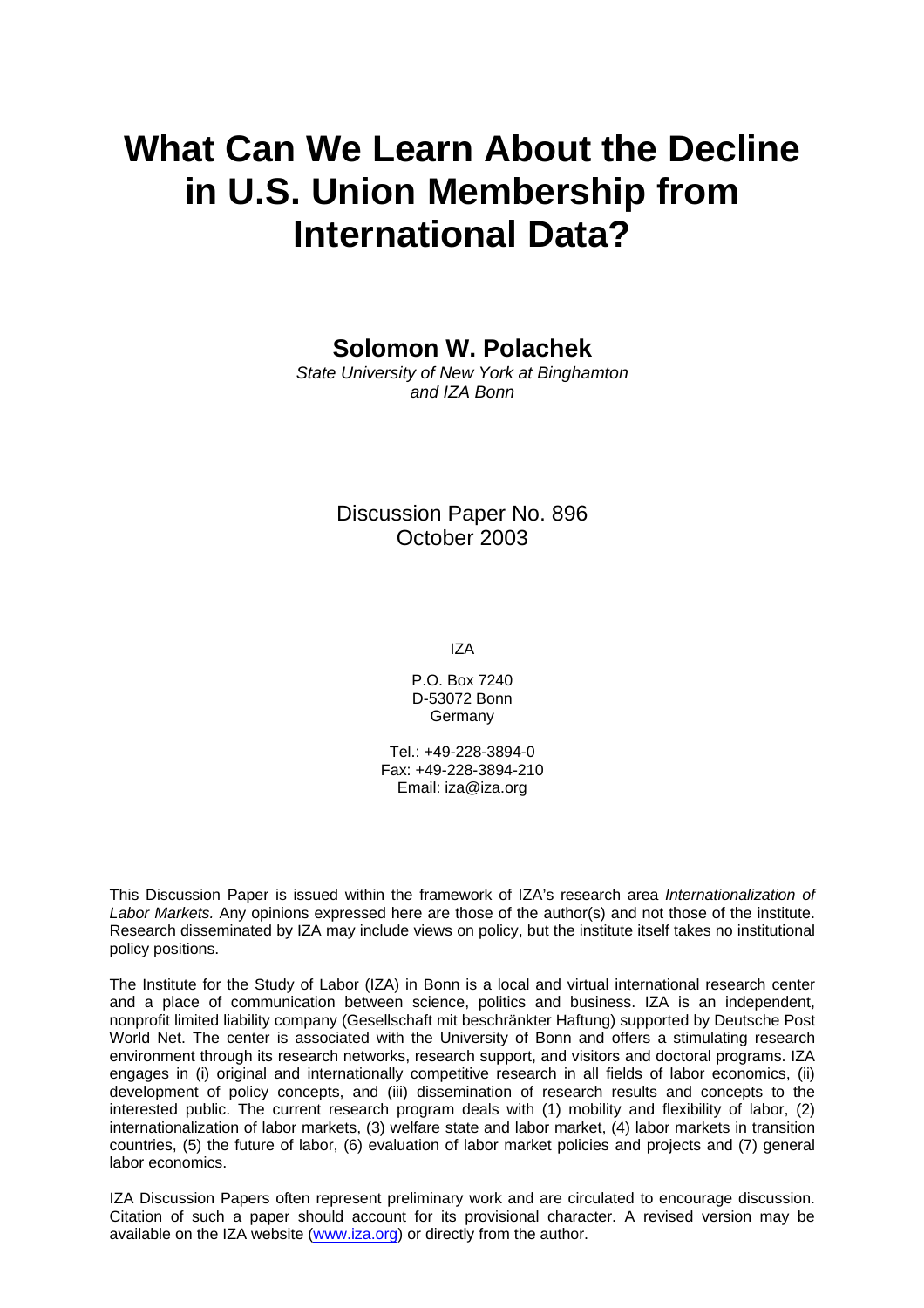# What Can We Learn About the Decline in U.S. Union Membership from International Data?

**Solomon W. Polachek**

*State University of New York at Binghamton and IZA Bonn*

Discussion Paper No. 896
October 2003

IZA

P.O. Box 7240
D-53072 Bonn
Germany

Tel.: +49-228-3894-0
Fax: +49-228-3894-210
Email: iza@iza.org

This Discussion Paper is issued within the framework of IZA's research area *Internationalization of Labor Markets.* Any opinions expressed here are those of the author(s) and not those of the institute. Research disseminated by IZA may include views on policy, but the institute itself takes no institutional policy positions.

The Institute for the Study of Labor (IZA) in Bonn is a local and virtual international research center and a place of communication between science, politics and business. IZA is an independent, nonprofit limited liability company (Gesellschaft mit beschränkter Haftung) supported by Deutsche Post World Net. The center is associated with the University of Bonn and offers a stimulating research environment through its research networks, research support, and visitors and doctoral programs. IZA engages in (i) original and internationally competitive research in all fields of labor economics, (ii) development of policy concepts, and (iii) dissemination of research results and concepts to the interested public. The current research program deals with (1) mobility and flexibility of labor, (2) internationalization of labor markets, (3) welfare state and labor market, (4) labor markets in transition countries, (5) the future of labor, (6) evaluation of labor market policies and projects and (7) general labor economics.

IZA Discussion Papers often represent preliminary work and are circulated to encourage discussion. Citation of such a paper should account for its provisional character. A revised version may be available on the IZA website (www.iza.org) or directly from the author.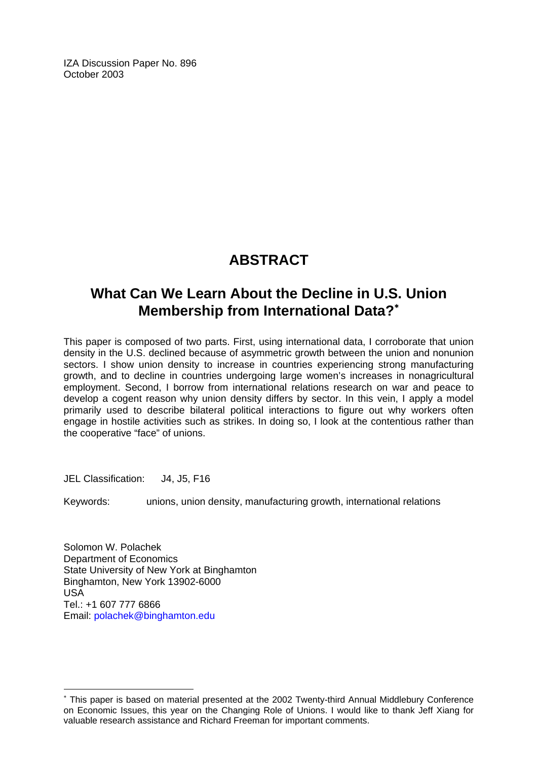IZA Discussion Paper No. 896
October 2003

# ABSTRACT

## What Can We Learn About the Decline in U.S. Union Membership from International Data?*

This paper is composed of two parts. First, using international data, I corroborate that union density in the U.S. declined because of asymmetric growth between the union and nonunion sectors. I show union density to increase in countries experiencing strong manufacturing growth, and to decline in countries undergoing large women's increases in nonagricultural employment. Second, I borrow from international relations research on war and peace to develop a cogent reason why union density differs by sector. In this vein, I apply a model primarily used to describe bilateral political interactions to figure out why workers often engage in hostile activities such as strikes. In doing so, I look at the contentious rather than the cooperative "face" of unions.

JEL Classification: J4, J5, F16

Keywords: unions, union density, manufacturing growth, international relations

Solomon W. Polachek
Department of Economics
State University of New York at Binghamton
Binghamton, New York 13902-6000
USA
Tel.: +1 607 777 6866
Email: polachek@binghamton.edu

---

* This paper is based on material presented at the 2002 Twenty-third Annual Middlebury Conference on Economic Issues, this year on the Changing Role of Unions. I would like to thank Jeff Xiang for valuable research assistance and Richard Freeman for important comments.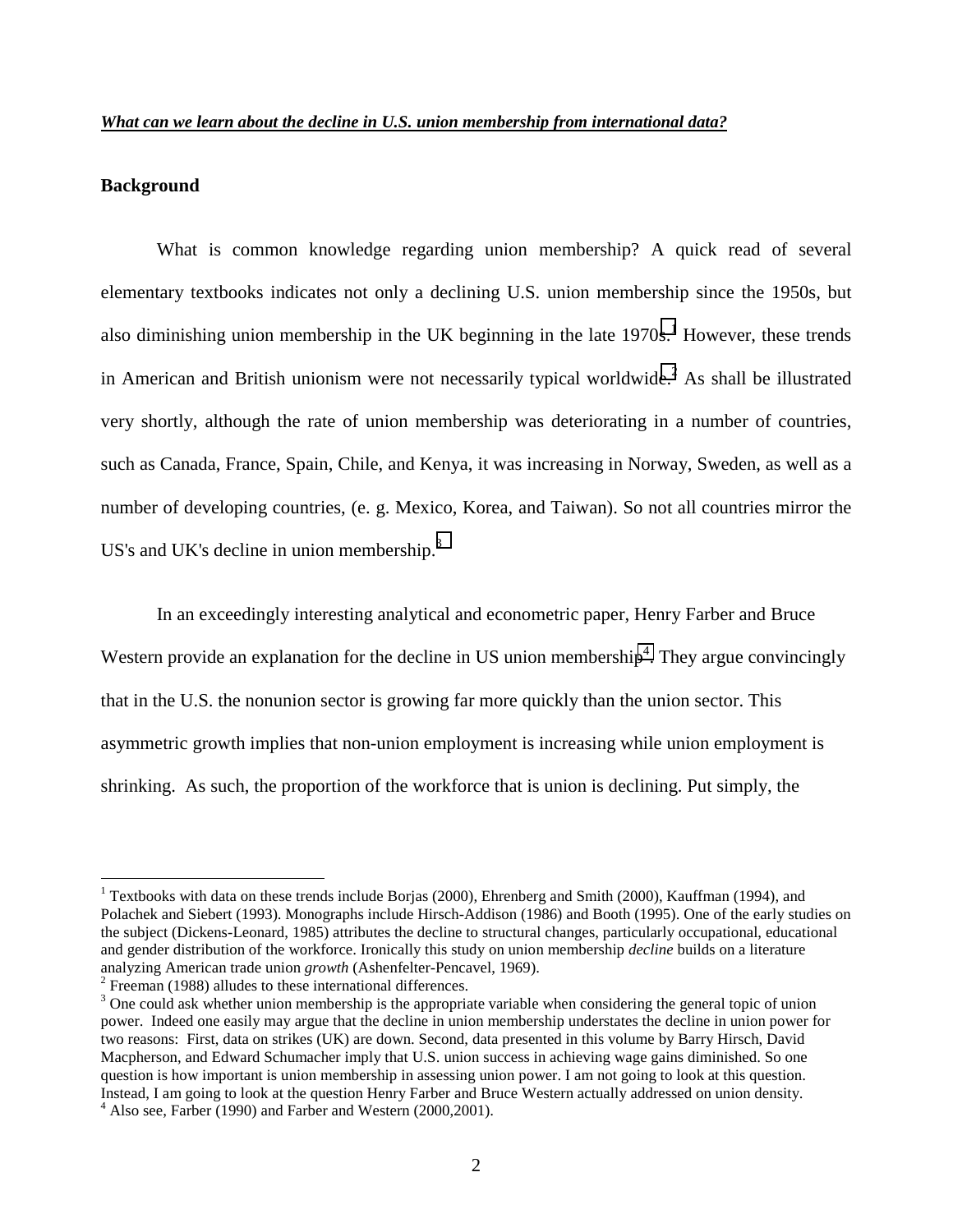***What can we learn about the decline in U.S. union membership from international data?***

## Background

What is common knowledge regarding union membership? A quick read of several elementary textbooks indicates not only a declining U.S. union membership since the 1950s, but also diminishing union membership in the UK beginning in the late 1970s.[1] However, these trends in American and British unionism were not necessarily typical worldwide.[2] As shall be illustrated very shortly, although the rate of union membership was deteriorating in a number of countries, such as Canada, France, Spain, Chile, and Kenya, it was increasing in Norway, Sweden, as well as a number of developing countries, (e. g. Mexico, Korea, and Taiwan). So not all countries mirror the US's and UK's decline in union membership.[3]

In an exceedingly interesting analytical and econometric paper, Henry Farber and Bruce Western provide an explanation for the decline in US union membership[4]. They argue convincingly that in the U.S. the nonunion sector is growing far more quickly than the union sector. This asymmetric growth implies that non-union employment is increasing while union employment is shrinking. As such, the proportion of the workforce that is union is declining. Put simply, the

---

[1] Textbooks with data on these trends include Borjas (2000), Ehrenberg and Smith (2000), Kauffman (1994), and Polachek and Siebert (1993). Monographs include Hirsch-Addison (1986) and Booth (1995). One of the early studies on the subject (Dickens-Leonard, 1985) attributes the decline to structural changes, particularly occupational, educational and gender distribution of the workforce. Ironically this study on union membership *decline* builds on a literature analyzing American trade union *growth* (Ashenfelter-Pencavel, 1969).

[2] Freeman (1988) alludes to these international differences.

[3] One could ask whether union membership is the appropriate variable when considering the general topic of union power. Indeed one easily may argue that the decline in union membership understates the decline in union power for two reasons: First, data on strikes (UK) are down. Second, data presented in this volume by Barry Hirsch, David Macpherson, and Edward Schumacher imply that U.S. union success in achieving wage gains diminished. So one question is how important is union membership in assessing union power. I am not going to look at this question. Instead, I am going to look at the question Henry Farber and Bruce Western actually addressed on union density.

[4] Also see, Farber (1990) and Farber and Western (2000,2001).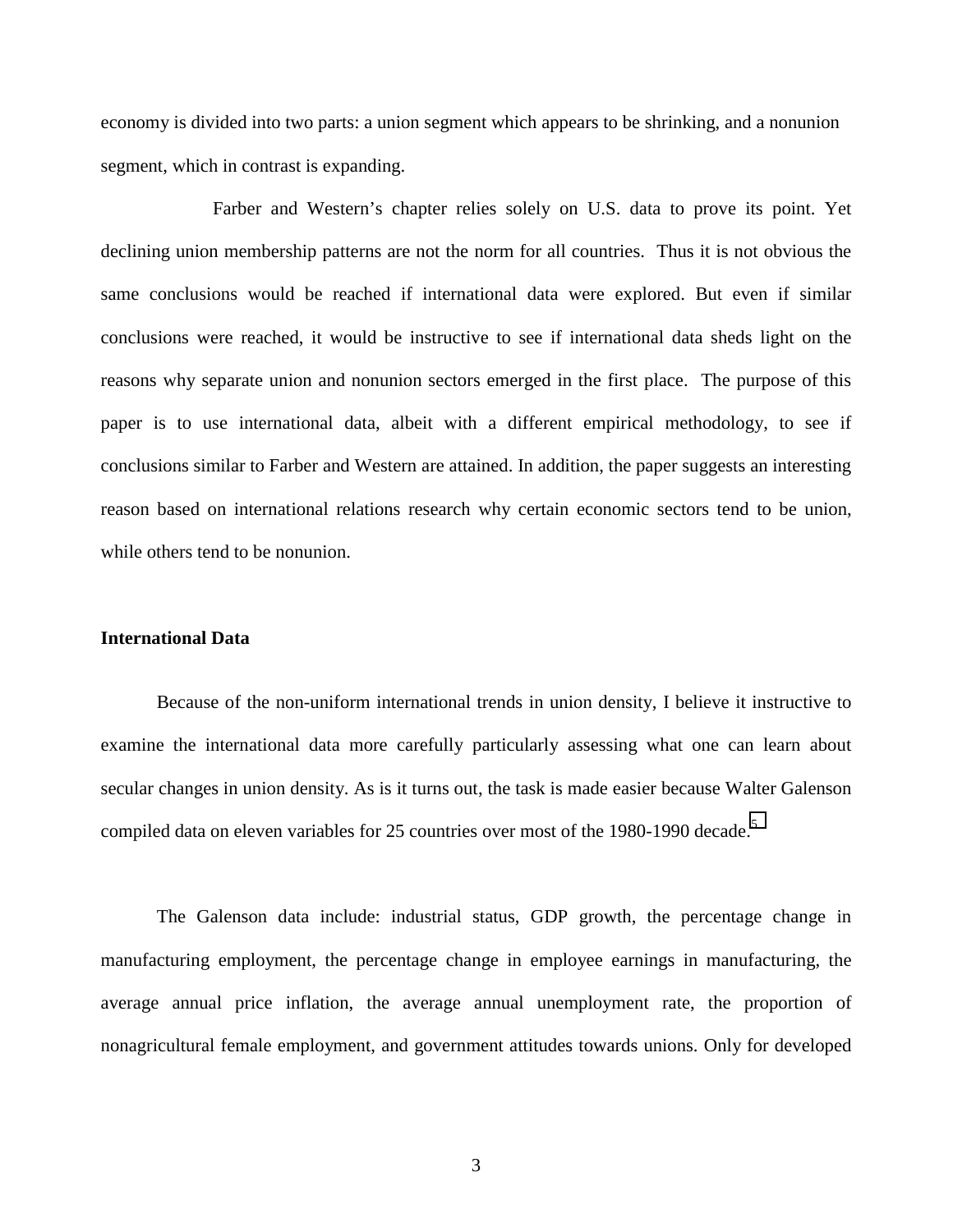economy is divided into two parts: a union segment which appears to be shrinking, and a nonunion segment, which in contrast is expanding.

Farber and Western's chapter relies solely on U.S. data to prove its point. Yet declining union membership patterns are not the norm for all countries. Thus it is not obvious the same conclusions would be reached if international data were explored. But even if similar conclusions were reached, it would be instructive to see if international data sheds light on the reasons why separate union and nonunion sectors emerged in the first place. The purpose of this paper is to use international data, albeit with a different empirical methodology, to see if conclusions similar to Farber and Western are attained. In addition, the paper suggests an interesting reason based on international relations research why certain economic sectors tend to be union, while others tend to be nonunion.

### International Data

Because of the non-uniform international trends in union density, I believe it instructive to examine the international data more carefully particularly assessing what one can learn about secular changes in union density. As is it turns out, the task is made easier because Walter Galenson compiled data on eleven variables for 25 countries over most of the 1980-1990 decade.[5]

The Galenson data include: industrial status, GDP growth, the percentage change in manufacturing employment, the percentage change in employee earnings in manufacturing, the average annual price inflation, the average annual unemployment rate, the proportion of nonagricultural female employment, and government attitudes towards unions. Only for developed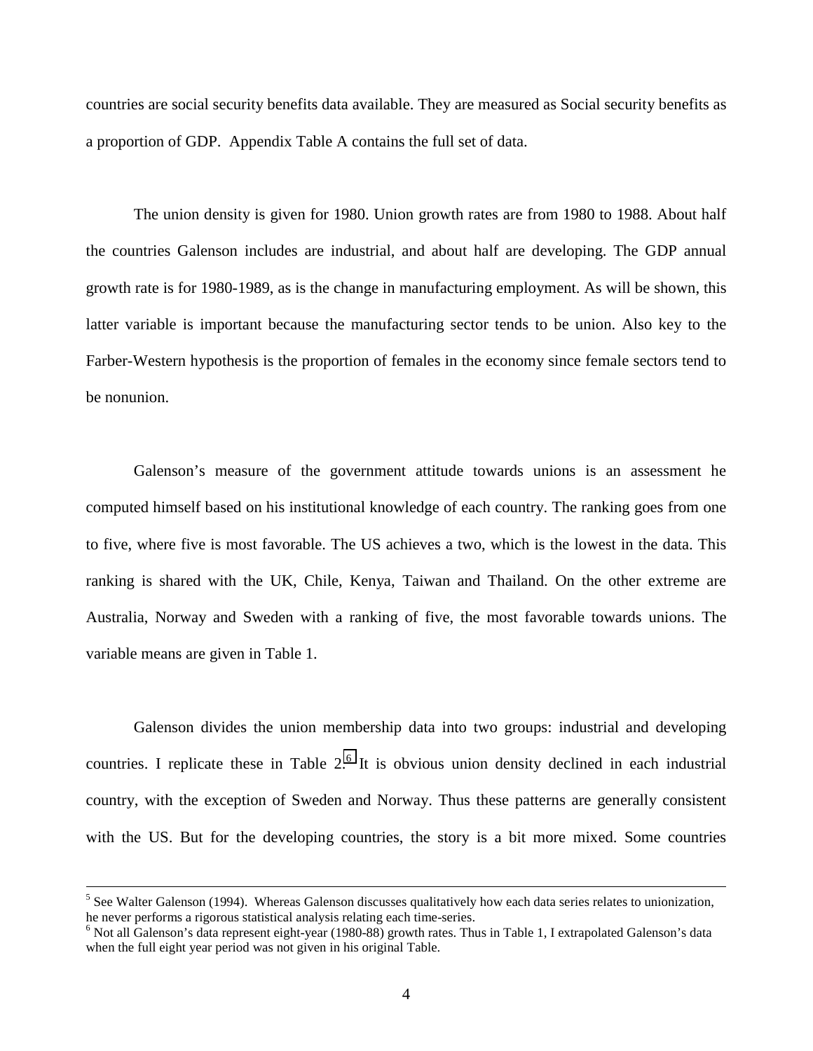countries are social security benefits data available. They are measured as Social security benefits as a proportion of GDP. Appendix Table A contains the full set of data.

The union density is given for 1980. Union growth rates are from 1980 to 1988. About half the countries Galenson includes are industrial, and about half are developing. The GDP annual growth rate is for 1980-1989, as is the change in manufacturing employment. As will be shown, this latter variable is important because the manufacturing sector tends to be union. Also key to the Farber-Western hypothesis is the proportion of females in the economy since female sectors tend to be nonunion.

Galenson's measure of the government attitude towards unions is an assessment he computed himself based on his institutional knowledge of each country. The ranking goes from one to five, where five is most favorable. The US achieves a two, which is the lowest in the data. This ranking is shared with the UK, Chile, Kenya, Taiwan and Thailand. On the other extreme are Australia, Norway and Sweden with a ranking of five, the most favorable towards unions. The variable means are given in Table 1.

Galenson divides the union membership data into two groups: industrial and developing countries. I replicate these in Table 2.[6] It is obvious union density declined in each industrial country, with the exception of Sweden and Norway. Thus these patterns are generally consistent with the US. But for the developing countries, the story is a bit more mixed. Some countries

---

[5] See Walter Galenson (1994). Whereas Galenson discusses qualitatively how each data series relates to unionization, he never performs a rigorous statistical analysis relating each time-series.

[6] Not all Galenson's data represent eight-year (1980-88) growth rates. Thus in Table 1, I extrapolated Galenson's data when the full eight year period was not given in his original Table.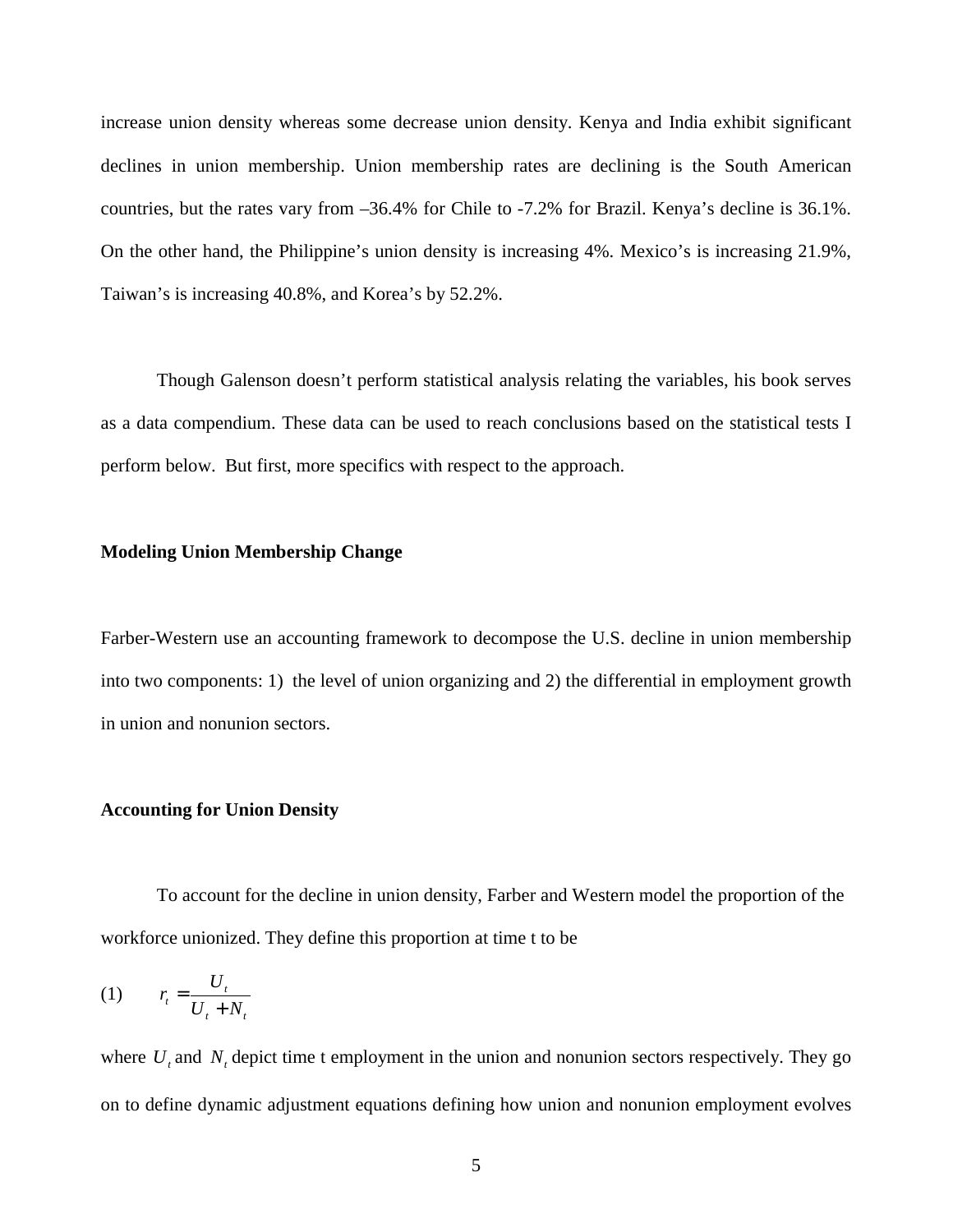increase union density whereas some decrease union density. Kenya and India exhibit significant declines in union membership. Union membership rates are declining is the South American countries, but the rates vary from –36.4% for Chile to -7.2% for Brazil. Kenya's decline is 36.1%. On the other hand, the Philippine's union density is increasing 4%. Mexico's is increasing 21.9%, Taiwan's is increasing 40.8%, and Korea's by 52.2%.

Though Galenson doesn't perform statistical analysis relating the variables, his book serves as a data compendium. These data can be used to reach conclusions based on the statistical tests I perform below. But first, more specifics with respect to the approach.

**Modeling Union Membership Change**

Farber-Western use an accounting framework to decompose the U.S. decline in union membership into two components: 1) the level of union organizing and 2) the differential in employment growth in union and nonunion sectors.

**Accounting for Union Density**

To account for the decline in union density, Farber and Western model the proportion of the workforce unionized. They define this proportion at time t to be

$$(1) \qquad r_t = \frac{U_t}{U_t + N_t}$$

where $U_t$ and $N_t$ depict time t employment in the union and nonunion sectors respectively. They go on to define dynamic adjustment equations defining how union and nonunion employment evolves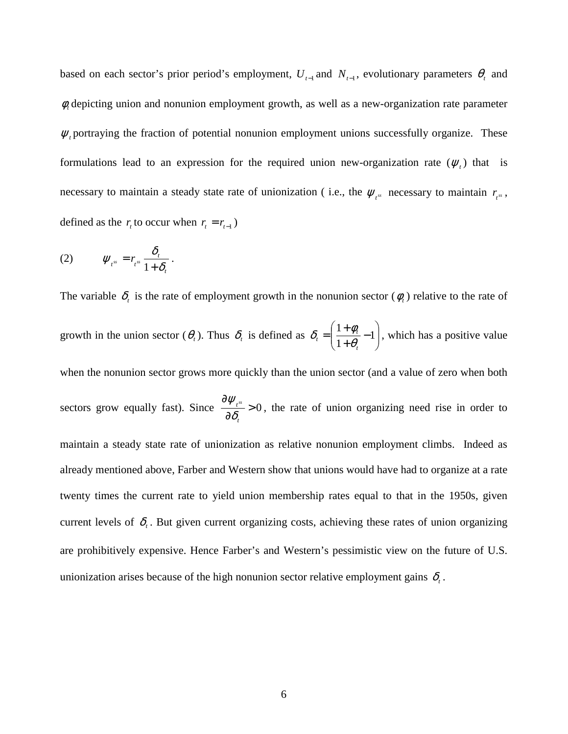based on each sector's prior period's employment, $U_{t-1}$ and $N_{t-1}$, evolutionary parameters $\theta_t$ and $\phi_t$ depicting union and nonunion employment growth, as well as a new-organization rate parameter $\psi_t$ portraying the fraction of potential nonunion employment unions successfully organize. These formulations lead to an expression for the required union new-organization rate ($\psi_t$) that is necessary to maintain a steady state rate of unionization ( i.e., the $\psi_{t^{ss}}$ necessary to maintain $r_{t^{ss}}$, defined as the $r_t$ to occur when $r_t = r_{t-1}$)

$$\text{(2)} \qquad \psi_{t^{ss}} = r_{t^{ss}} \frac{\delta_t}{1+\delta_t} .$$

The variable $\delta_t$ is the rate of employment growth in the nonunion sector ($\phi_t$) relative to the rate of growth in the union sector ($\theta_t$). Thus $\delta_t$ is defined as $\delta_t = \left( \frac{1+\phi_t}{1+\theta_t} - 1 \right)$, which has a positive value when the nonunion sector grows more quickly than the union sector (and a value of zero when both sectors grow equally fast). Since $\frac{\partial \psi_{t^{ss}}}{\partial \delta_t} > 0$, the rate of union organizing need rise in order to maintain a steady state rate of unionization as relative nonunion employment climbs. Indeed as already mentioned above, Farber and Western show that unions would have had to organize at a rate twenty times the current rate to yield union membership rates equal to that in the 1950s, given current levels of $\delta_t$. But given current organizing costs, achieving these rates of union organizing are prohibitively expensive. Hence Farber's and Western's pessimistic view on the future of U.S. unionization arises because of the high nonunion sector relative employment gains $\delta_t$.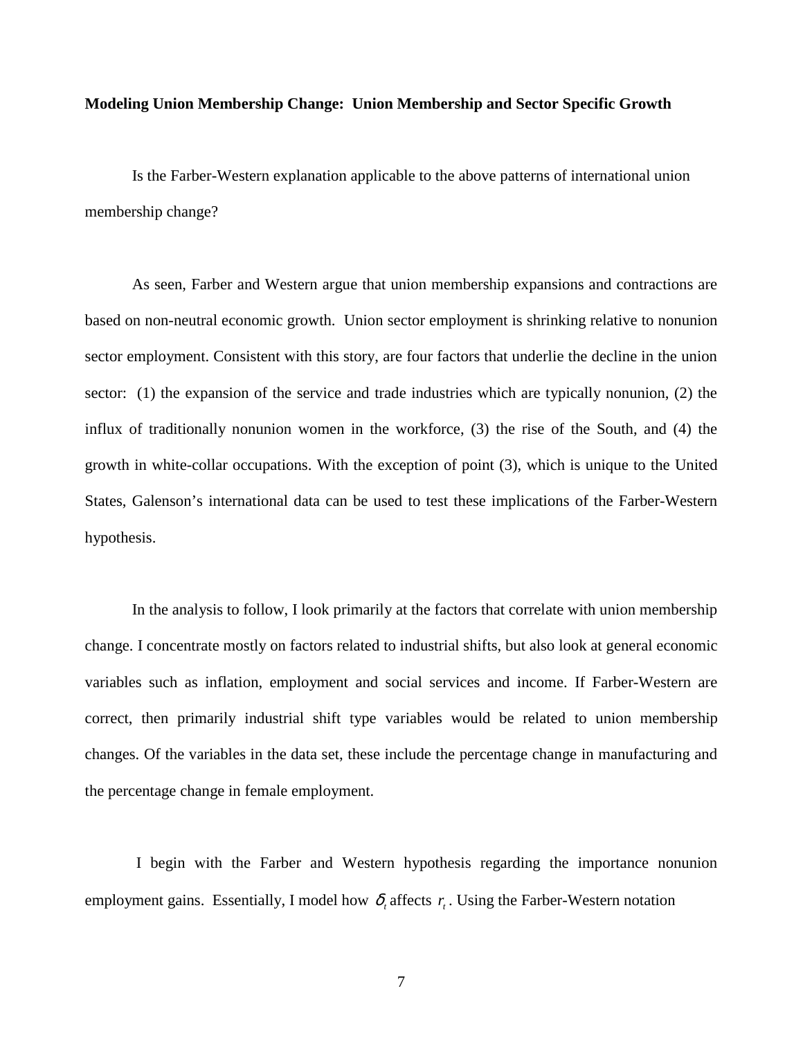**Modeling Union Membership Change: Union Membership and Sector Specific Growth**

Is the Farber-Western explanation applicable to the above patterns of international union membership change?

As seen, Farber and Western argue that union membership expansions and contractions are based on non-neutral economic growth. Union sector employment is shrinking relative to nonunion sector employment. Consistent with this story, are four factors that underlie the decline in the union sector: (1) the expansion of the service and trade industries which are typically nonunion, (2) the influx of traditionally nonunion women in the workforce, (3) the rise of the South, and (4) the growth in white-collar occupations. With the exception of point (3), which is unique to the United States, Galenson's international data can be used to test these implications of the Farber-Western hypothesis.

In the analysis to follow, I look primarily at the factors that correlate with union membership change. I concentrate mostly on factors related to industrial shifts, but also look at general economic variables such as inflation, employment and social services and income. If Farber-Western are correct, then primarily industrial shift type variables would be related to union membership changes. Of the variables in the data set, these include the percentage change in manufacturing and the percentage change in female employment.

I begin with the Farber and Western hypothesis regarding the importance nonunion employment gains. Essentially, I model how $\delta_t$ affects $r_t$. Using the Farber-Western notation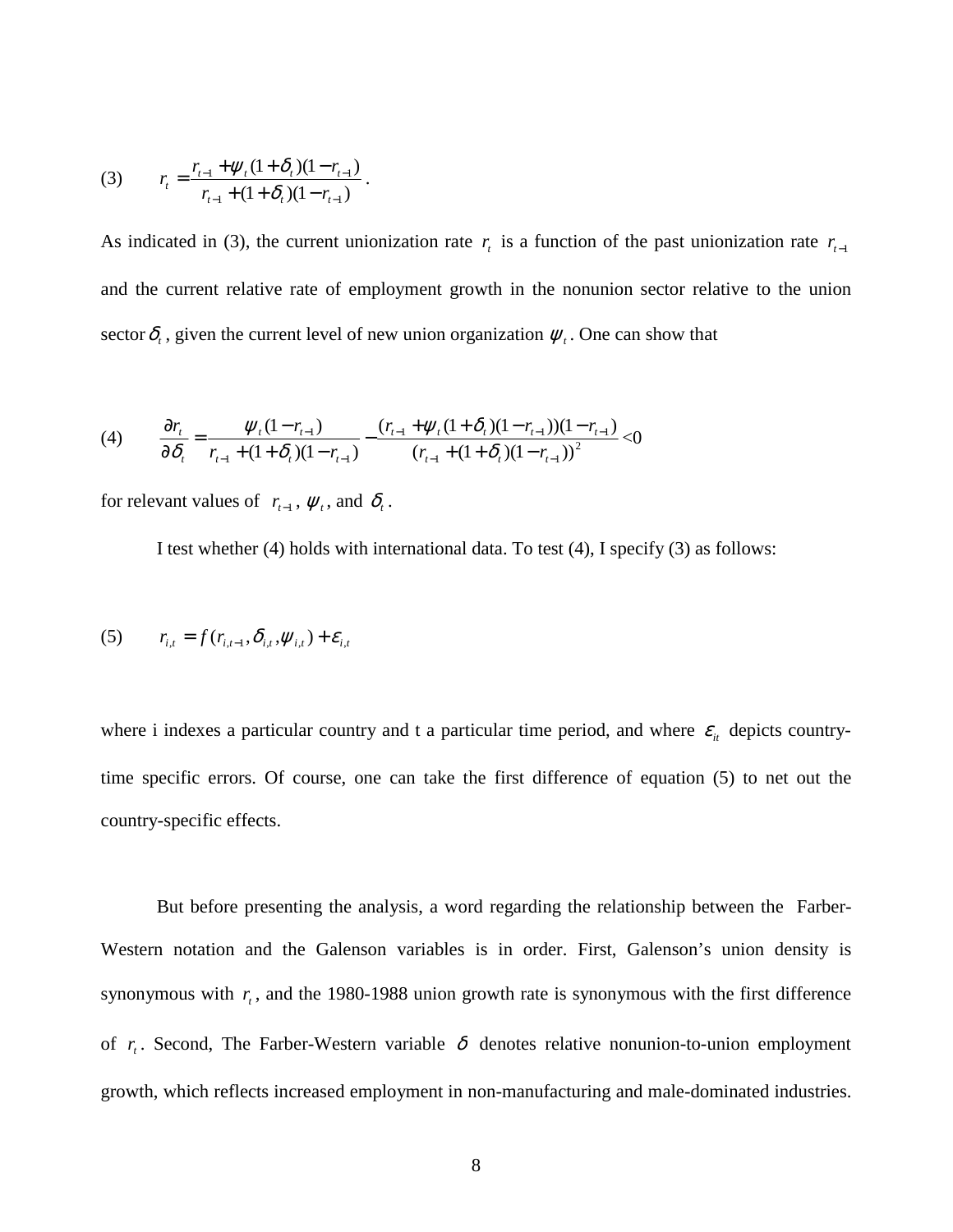$$(3) \qquad r_t = \frac{r_{t-1} + \psi_t (1+\delta_t)(1-r_{t-1})}{r_{t-1} + (1+\delta_t)(1-r_{t-1})}.$$

As indicated in (3), the current unionization rate $r_t$ is a function of the past unionization rate $r_{t-1}$ and the current relative rate of employment growth in the nonunion sector relative to the union sector $\delta_t$, given the current level of new union organization $\psi_t$. One can show that

$$(4) \qquad \frac{\partial r_t}{\partial \delta_t} = \frac{\psi_t (1-r_{t-1})}{r_{t-1} + (1+\delta_t)(1-r_{t-1})} - \frac{(r_{t-1} + \psi_t (1+\delta_t)(1-r_{t-1}))(1-r_{t-1})}{(r_{t-1} + (1+\delta_t)(1-r_{t-1}))^2} < 0$$

for relevant values of $r_{t-1}$, $\psi_t$, and $\delta_t$.

I test whether (4) holds with international data. To test (4), I specify (3) as follows:

$$(5) \qquad r_{i,t} = f(r_{i,t-1}, \delta_{i,t}, \psi_{i,t}) + \varepsilon_{i,t}$$

where i indexes a particular country and t a particular time period, and where $\varepsilon_{it}$ depicts country-time specific errors. Of course, one can take the first difference of equation (5) to net out the country-specific effects.

But before presenting the analysis, a word regarding the relationship between the Farber-Western notation and the Galenson variables is in order. First, Galenson's union density is synonymous with $r_t$, and the 1980-1988 union growth rate is synonymous with the first difference of $r_t$. Second, The Farber-Western variable $\delta$ denotes relative nonunion-to-union employment growth, which reflects increased employment in non-manufacturing and male-dominated industries.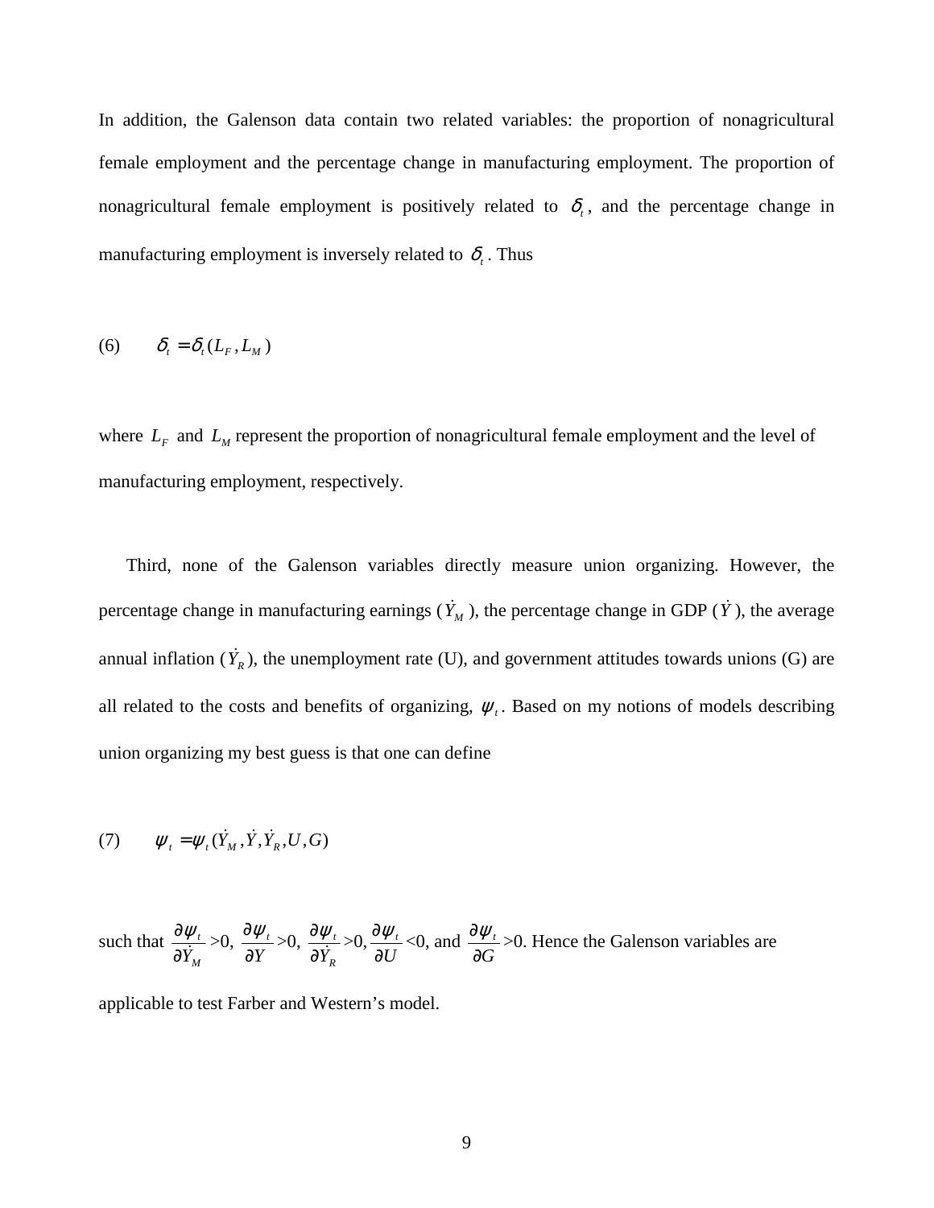In addition, the Galenson data contain two related variables: the proportion of nonagricultural female employment and the percentage change in manufacturing employment. The proportion of nonagricultural female employment is positively related to $\delta_t$, and the percentage change in manufacturing employment is inversely related to $\delta_t$. Thus

$$(6) \qquad \delta_t = \delta_t(L_F, L_M)$$

where $L_F$ and $L_M$ represent the proportion of nonagricultural female employment and the level of manufacturing employment, respectively.

Third, none of the Galenson variables directly measure union organizing. However, the percentage change in manufacturing earnings ($\dot{Y}_M$), the percentage change in GDP ($\dot{Y}$), the average annual inflation ($\dot{Y}_R$), the unemployment rate (U), and government attitudes towards unions (G) are all related to the costs and benefits of organizing, $\psi_t$. Based on my notions of models describing union organizing my best guess is that one can define

$$(7) \qquad \psi_t = \psi_t(\dot{Y}_M, \dot{Y}, \dot{Y}_R, U, G)$$

such that $\frac{\partial \psi_t}{\partial \dot{Y}_M} > 0$, $\frac{\partial \psi_t}{\partial Y} > 0$, $\frac{\partial \psi_t}{\partial \dot{Y}_R} > 0$, $\frac{\partial \psi_t}{\partial U} < 0$, and $\frac{\partial \psi_t}{\partial G} > 0$. Hence the Galenson variables are applicable to test Farber and Western's model.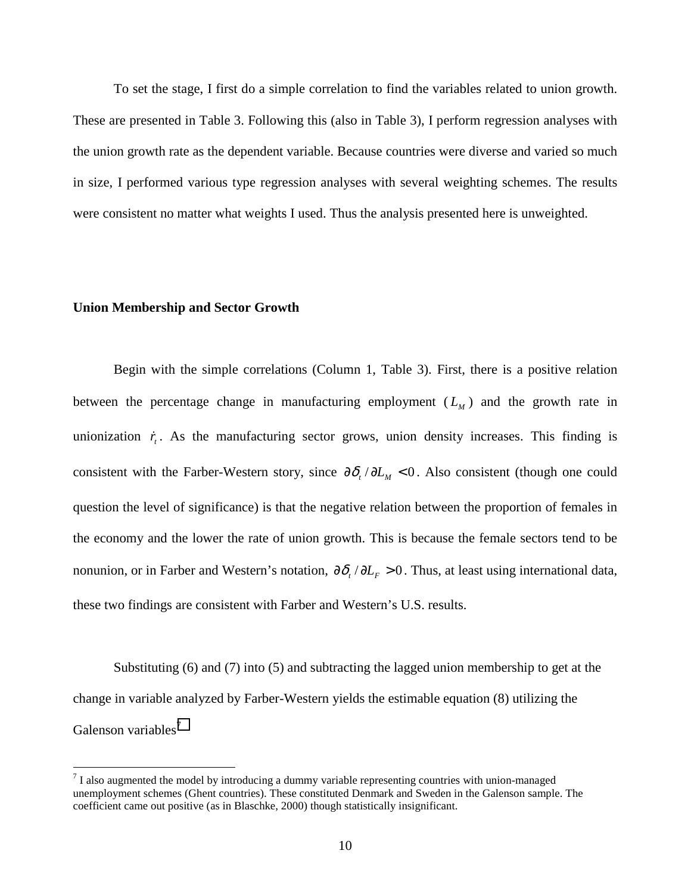To set the stage, I first do a simple correlation to find the variables related to union growth. These are presented in Table 3. Following this (also in Table 3), I perform regression analyses with the union growth rate as the dependent variable. Because countries were diverse and varied so much in size, I performed various type regression analyses with several weighting schemes. The results were consistent no matter what weights I used. Thus the analysis presented here is unweighted.

**Union Membership and Sector Growth**

Begin with the simple correlations (Column 1, Table 3). First, there is a positive relation between the percentage change in manufacturing employment ($L_M$) and the growth rate in unionization $\dot{r}_t$. As the manufacturing sector grows, union density increases. This finding is consistent with the Farber-Western story, since $\partial\delta_t / \partial L_M < 0$. Also consistent (though one could question the level of significance) is that the negative relation between the proportion of females in the economy and the lower the rate of union growth. This is because the female sectors tend to be nonunion, or in Farber and Western's notation, $\partial\delta_t / \partial L_F > 0$. Thus, at least using international data, these two findings are consistent with Farber and Western's U.S. results.

Substituting (6) and (7) into (5) and subtracting the lagged union membership to get at the change in variable analyzed by Farber-Western yields the estimable equation (8) utilizing the Galenson variables[7]

[7] I also augmented the model by introducing a dummy variable representing countries with union-managed unemployment schemes (Ghent countries). These constituted Denmark and Sweden in the Galenson sample. The coefficient came out positive (as in Blaschke, 2000) though statistically insignificant.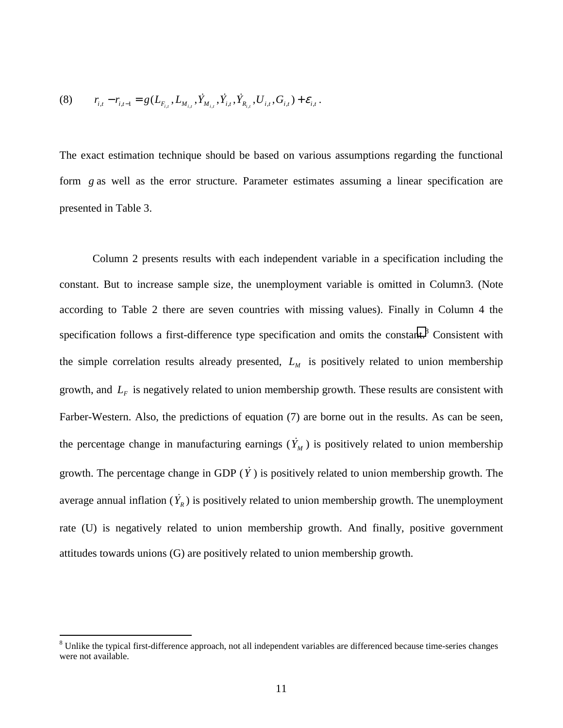$$(8) \qquad r_{i,t} - r_{i,t-1} = g(L_{F_{i,t}}, L_{M_{i,t}}, \dot{Y}_{M_{i,t}}, \dot{Y}_{i,t}, \dot{Y}_{R_{i,t}}, U_{i,t}, G_{i,t}) + \varepsilon_{i,t}.$$

The exact estimation technique should be based on various assumptions regarding the functional form $g$ as well as the error structure. Parameter estimates assuming a linear specification are presented in Table 3.

Column 2 presents results with each independent variable in a specification including the constant. But to increase sample size, the unemployment variable is omitted in Column3. (Note according to Table 2 there are seven countries with missing values). Finally in Column 4 the specification follows a first-difference type specification and omits the constant.[8] Consistent with the simple correlation results already presented, $L_M$ is positively related to union membership growth, and $L_F$ is negatively related to union membership growth. These results are consistent with Farber-Western. Also, the predictions of equation (7) are borne out in the results. As can be seen, the percentage change in manufacturing earnings ($\dot{Y}_M$) is positively related to union membership growth. The percentage change in GDP ($\dot{Y}$) is positively related to union membership growth. The average annual inflation ($\dot{Y}_R$) is positively related to union membership growth. The unemployment rate (U) is negatively related to union membership growth. And finally, positive government attitudes towards unions (G) are positively related to union membership growth.

[8] Unlike the typical first-difference approach, not all independent variables are differenced because time-series changes were not available.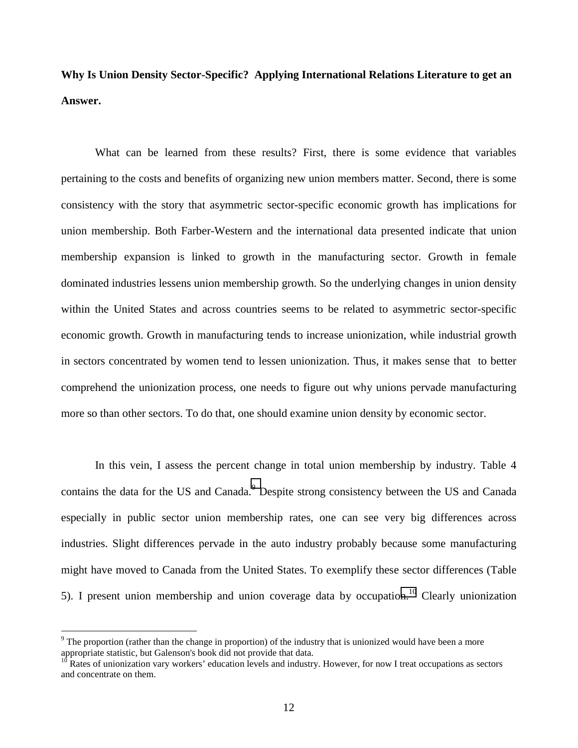**Why Is Union Density Sector-Specific? Applying International Relations Literature to get an Answer.**

What can be learned from these results? First, there is some evidence that variables pertaining to the costs and benefits of organizing new union members matter. Second, there is some consistency with the story that asymmetric sector-specific economic growth has implications for union membership. Both Farber-Western and the international data presented indicate that union membership expansion is linked to growth in the manufacturing sector. Growth in female dominated industries lessens union membership growth. So the underlying changes in union density within the United States and across countries seems to be related to asymmetric sector-specific economic growth. Growth in manufacturing tends to increase unionization, while industrial growth in sectors concentrated by women tend to lessen unionization. Thus, it makes sense that to better comprehend the unionization process, one needs to figure out why unions pervade manufacturing more so than other sectors. To do that, one should examine union density by economic sector.

In this vein, I assess the percent change in total union membership by industry. Table 4 contains the data for the US and Canada.[9] Despite strong consistency between the US and Canada especially in public sector union membership rates, one can see very big differences across industries. Slight differences pervade in the auto industry probably because some manufacturing might have moved to Canada from the United States. To exemplify these sector differences (Table 5). I present union membership and union coverage data by occupation.[10] Clearly unionization

[9] The proportion (rather than the change in proportion) of the industry that is unionized would have been a more appropriate statistic, but Galenson's book did not provide that data.

[10] Rates of unionization vary workers' education levels and industry. However, for now I treat occupations as sectors and concentrate on them.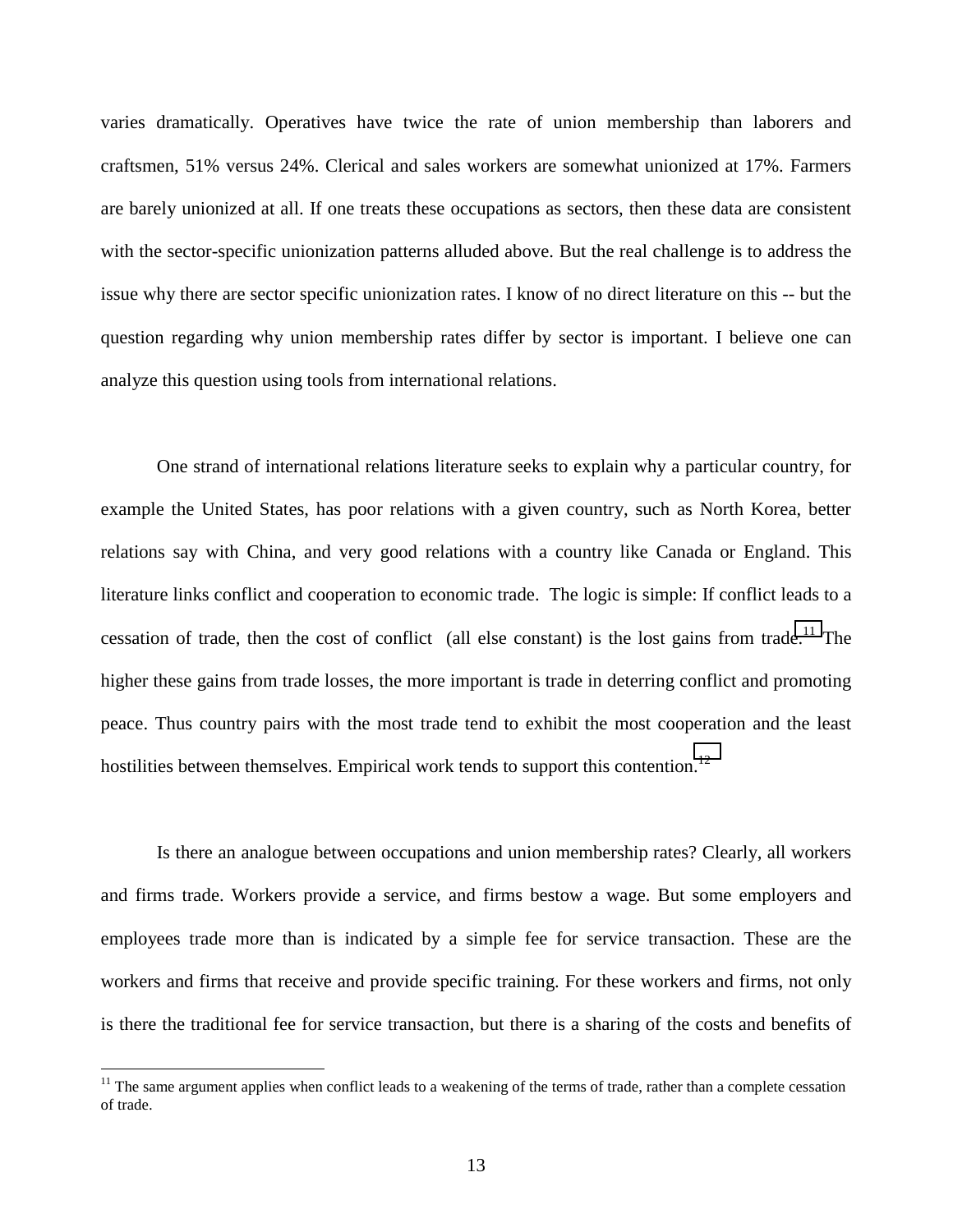varies dramatically. Operatives have twice the rate of union membership than laborers and craftsmen, 51% versus 24%. Clerical and sales workers are somewhat unionized at 17%. Farmers are barely unionized at all. If one treats these occupations as sectors, then these data are consistent with the sector-specific unionization patterns alluded above. But the real challenge is to address the issue why there are sector specific unionization rates. I know of no direct literature on this -- but the question regarding why union membership rates differ by sector is important. I believe one can analyze this question using tools from international relations.

One strand of international relations literature seeks to explain why a particular country, for example the United States, has poor relations with a given country, such as North Korea, better relations say with China, and very good relations with a country like Canada or England. This literature links conflict and cooperation to economic trade. The logic is simple: If conflict leads to a cessation of trade, then the cost of conflict (all else constant) is the lost gains from trade.[11] The higher these gains from trade losses, the more important is trade in deterring conflict and promoting peace. Thus country pairs with the most trade tend to exhibit the most cooperation and the least hostilities between themselves. Empirical work tends to support this contention.[12]

Is there an analogue between occupations and union membership rates? Clearly, all workers and firms trade. Workers provide a service, and firms bestow a wage. But some employers and employees trade more than is indicated by a simple fee for service transaction. These are the workers and firms that receive and provide specific training. For these workers and firms, not only is there the traditional fee for service transaction, but there is a sharing of the costs and benefits of

[11] The same argument applies when conflict leads to a weakening of the terms of trade, rather than a complete cessation of trade.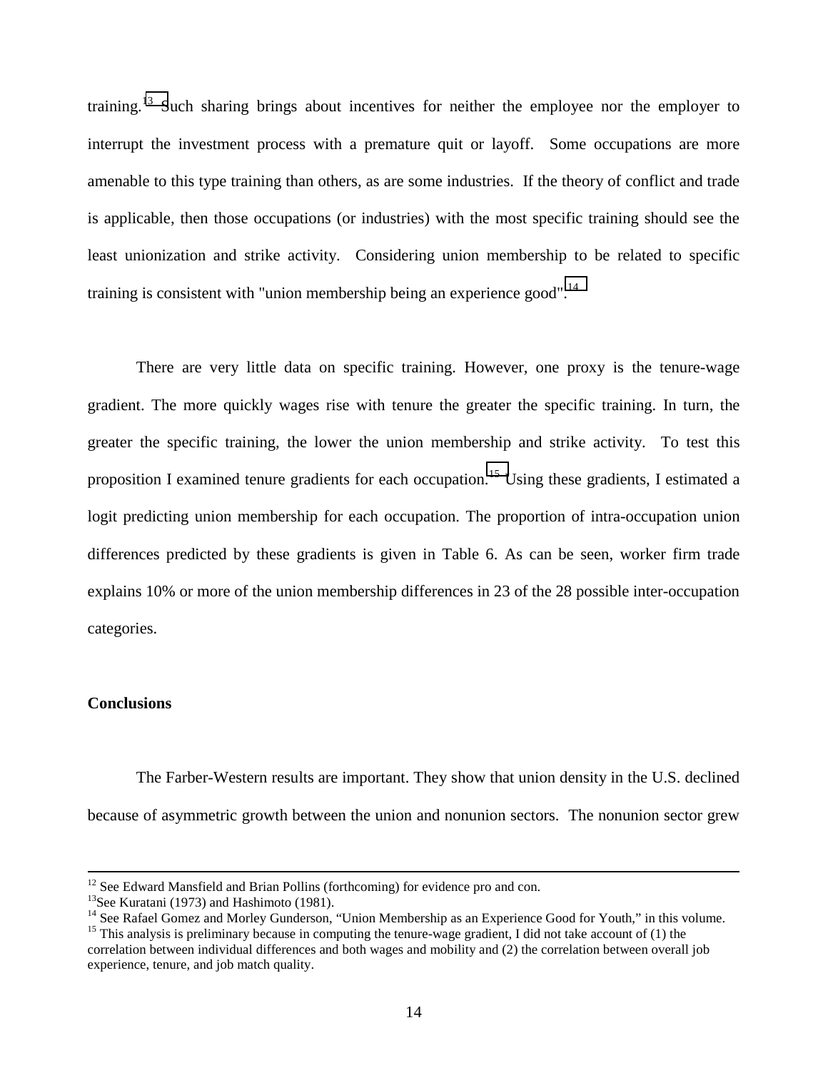training.[13] Such sharing brings about incentives for neither the employee nor the employer to interrupt the investment process with a premature quit or layoff. Some occupations are more amenable to this type training than others, as are some industries. If the theory of conflict and trade is applicable, then those occupations (or industries) with the most specific training should see the least unionization and strike activity. Considering union membership to be related to specific training is consistent with "union membership being an experience good".[14]

There are very little data on specific training. However, one proxy is the tenure-wage gradient. The more quickly wages rise with tenure the greater the specific training. In turn, the greater the specific training, the lower the union membership and strike activity. To test this proposition I examined tenure gradients for each occupation.[15] Using these gradients, I estimated a logit predicting union membership for each occupation. The proportion of intra-occupation union differences predicted by these gradients is given in Table 6. As can be seen, worker firm trade explains 10% or more of the union membership differences in 23 of the 28 possible inter-occupation categories.

**Conclusions**

The Farber-Western results are important. They show that union density in the U.S. declined because of asymmetric growth between the union and nonunion sectors. The nonunion sector grew

---

[12] See Edward Mansfield and Brian Pollins (forthcoming) for evidence pro and con.

[13] See Kuratani (1973) and Hashimoto (1981).

[14] See Rafael Gomez and Morley Gunderson, "Union Membership as an Experience Good for Youth," in this volume.

[15] This analysis is preliminary because in computing the tenure-wage gradient, I did not take account of (1) the correlation between individual differences and both wages and mobility and (2) the correlation between overall job experience, tenure, and job match quality.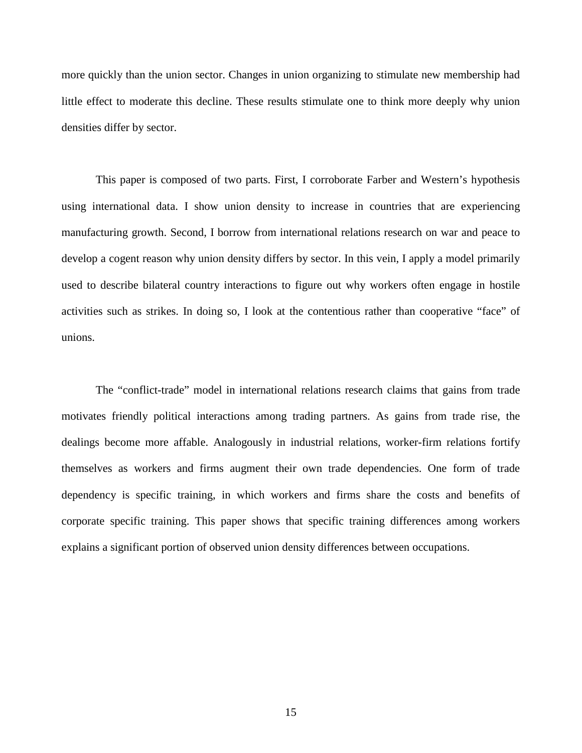more quickly than the union sector. Changes in union organizing to stimulate new membership had little effect to moderate this decline. These results stimulate one to think more deeply why union densities differ by sector.

This paper is composed of two parts. First, I corroborate Farber and Western's hypothesis using international data. I show union density to increase in countries that are experiencing manufacturing growth. Second, I borrow from international relations research on war and peace to develop a cogent reason why union density differs by sector. In this vein, I apply a model primarily used to describe bilateral country interactions to figure out why workers often engage in hostile activities such as strikes. In doing so, I look at the contentious rather than cooperative "face" of unions.

The "conflict-trade" model in international relations research claims that gains from trade motivates friendly political interactions among trading partners. As gains from trade rise, the dealings become more affable. Analogously in industrial relations, worker-firm relations fortify themselves as workers and firms augment their own trade dependencies. One form of trade dependency is specific training, in which workers and firms share the costs and benefits of corporate specific training. This paper shows that specific training differences among workers explains a significant portion of observed union density differences between occupations.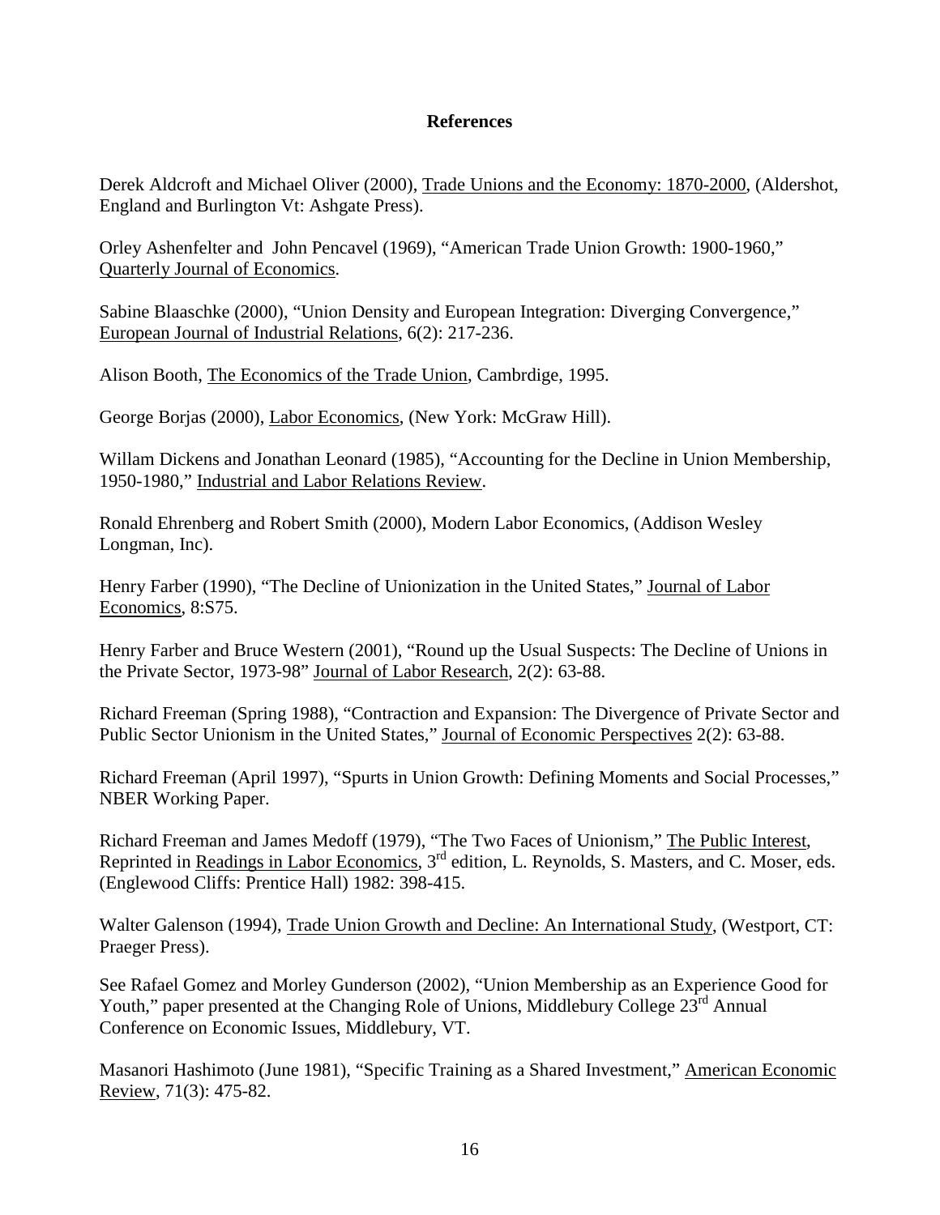## References

Derek Aldcroft and Michael Oliver (2000), Trade Unions and the Economy: 1870-2000, (Aldershot, England and Burlington Vt: Ashgate Press).

Orley Ashenfelter and John Pencavel (1969), "American Trade Union Growth: 1900-1960," Quarterly Journal of Economics.

Sabine Blaaschke (2000), "Union Density and European Integration: Diverging Convergence," European Journal of Industrial Relations, 6(2): 217-236.

Alison Booth, The Economics of the Trade Union, Cambrdige, 1995.

George Borjas (2000), Labor Economics, (New York: McGraw Hill).

Willam Dickens and Jonathan Leonard (1985), "Accounting for the Decline in Union Membership, 1950-1980," Industrial and Labor Relations Review.

Ronald Ehrenberg and Robert Smith (2000), Modern Labor Economics, (Addison Wesley Longman, Inc).

Henry Farber (1990), "The Decline of Unionization in the United States," Journal of Labor Economics, 8:S75.

Henry Farber and Bruce Western (2001), "Round up the Usual Suspects: The Decline of Unions in the Private Sector, 1973-98" Journal of Labor Research, 2(2): 63-88.

Richard Freeman (Spring 1988), "Contraction and Expansion: The Divergence of Private Sector and Public Sector Unionism in the United States," Journal of Economic Perspectives 2(2): 63-88.

Richard Freeman (April 1997), "Spurts in Union Growth: Defining Moments and Social Processes," NBER Working Paper.

Richard Freeman and James Medoff (1979), "The Two Faces of Unionism," The Public Interest, Reprinted in Readings in Labor Economics, 3rd edition, L. Reynolds, S. Masters, and C. Moser, eds. (Englewood Cliffs: Prentice Hall) 1982: 398-415.

Walter Galenson (1994), Trade Union Growth and Decline: An International Study, (Westport, CT: Praeger Press).

See Rafael Gomez and Morley Gunderson (2002), "Union Membership as an Experience Good for Youth," paper presented at the Changing Role of Unions, Middlebury College 23rd Annual Conference on Economic Issues, Middlebury, VT.

Masanori Hashimoto (June 1981), "Specific Training as a Shared Investment," American Economic Review, 71(3): 475-82.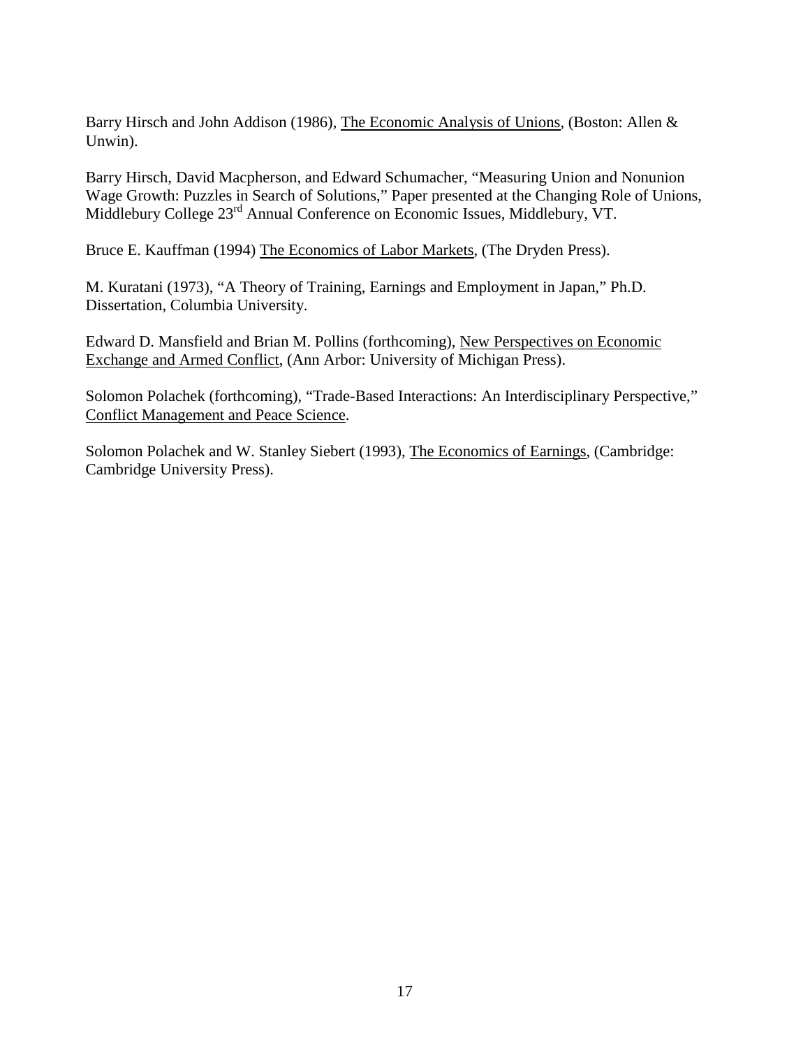Barry Hirsch and John Addison (1986), The Economic Analysis of Unions, (Boston: Allen & Unwin).

Barry Hirsch, David Macpherson, and Edward Schumacher, "Measuring Union and Nonunion Wage Growth: Puzzles in Search of Solutions," Paper presented at the Changing Role of Unions, Middlebury College 23rd Annual Conference on Economic Issues, Middlebury, VT.

Bruce E. Kauffman (1994) The Economics of Labor Markets, (The Dryden Press).

M. Kuratani (1973), "A Theory of Training, Earnings and Employment in Japan," Ph.D. Dissertation, Columbia University.

Edward D. Mansfield and Brian M. Pollins (forthcoming), New Perspectives on Economic Exchange and Armed Conflict, (Ann Arbor: University of Michigan Press).

Solomon Polachek (forthcoming), "Trade-Based Interactions: An Interdisciplinary Perspective," Conflict Management and Peace Science.

Solomon Polachek and W. Stanley Siebert (1993), The Economics of Earnings, (Cambridge: Cambridge University Press).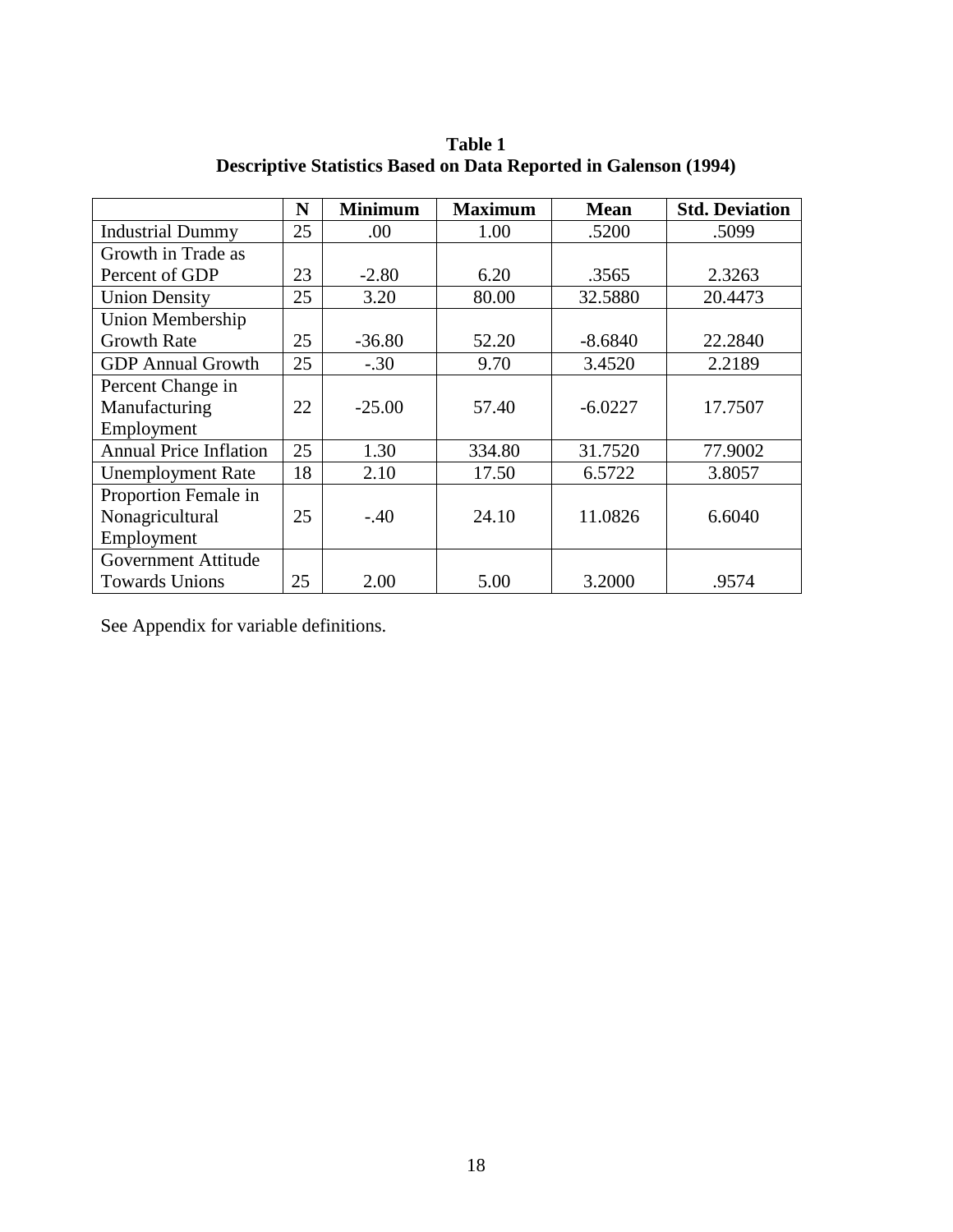**Table 1**
**Descriptive Statistics Based on Data Reported in Galenson (1994)**

| | N | Minimum | Maximum | Mean | Std. Deviation |
|---|---|---|---|---|---|
| Industrial Dummy | 25 | .00 | 1.00 | .5200 | .5099 |
| Growth in Trade as Percent of GDP | 23 | -2.80 | 6.20 | .3565 | 2.3263 |
| Union Density | 25 | 3.20 | 80.00 | 32.5880 | 20.4473 |
| Union Membership Growth Rate | 25 | -36.80 | 52.20 | -8.6840 | 22.2840 |
| GDP Annual Growth | 25 | -.30 | 9.70 | 3.4520 | 2.2189 |
| Percent Change in Manufacturing Employment | 22 | -25.00 | 57.40 | -6.0227 | 17.7507 |
| Annual Price Inflation | 25 | 1.30 | 334.80 | 31.7520 | 77.9002 |
| Unemployment Rate | 18 | 2.10 | 17.50 | 6.5722 | 3.8057 |
| Proportion Female in Nonagricultural Employment | 25 | -.40 | 24.10 | 11.0826 | 6.6040 |
| Government Attitude Towards Unions | 25 | 2.00 | 5.00 | 3.2000 | .9574 |

See Appendix for variable definitions.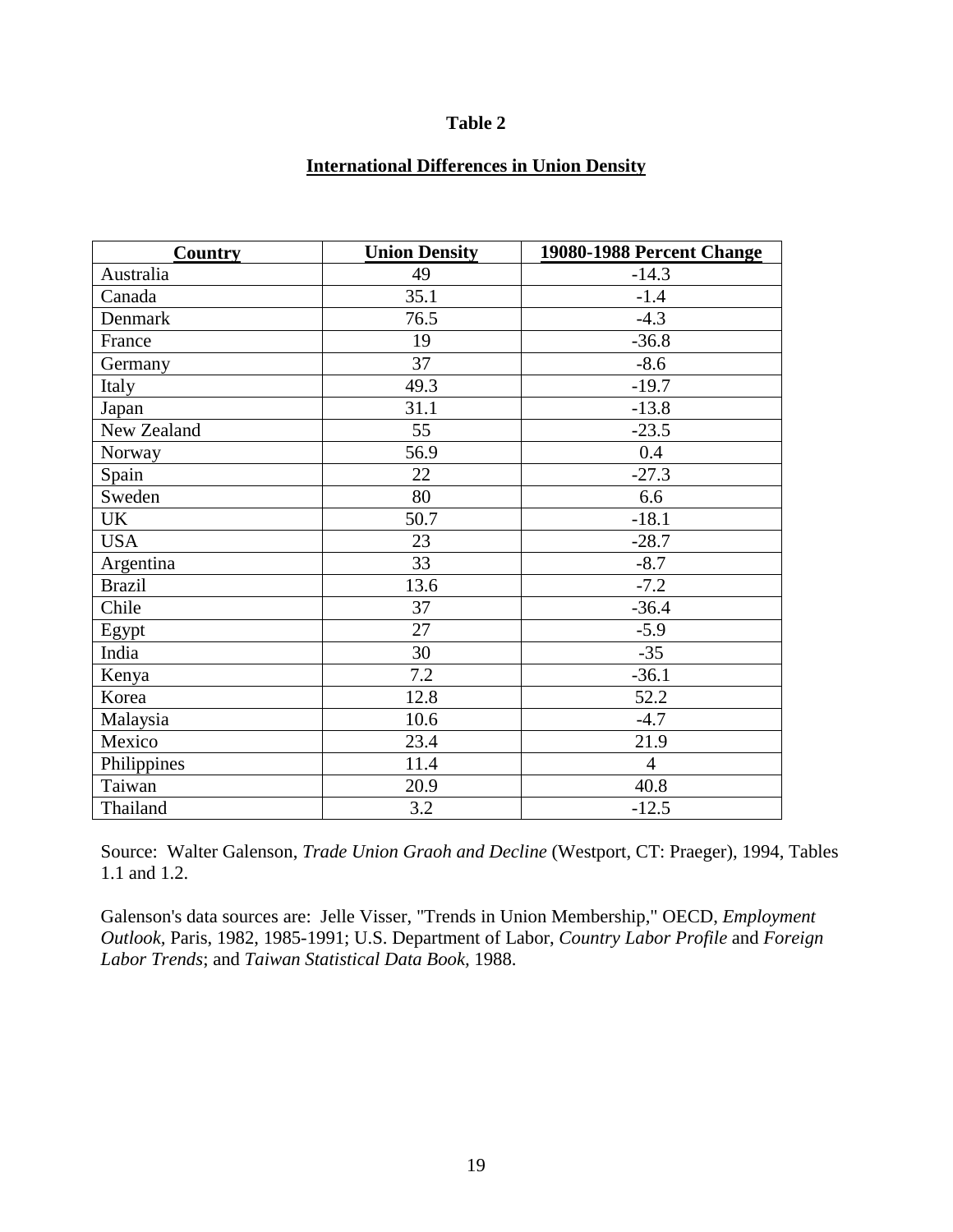**Table 2**

**International Differences in Union Density**

| **Country** | **Union Density** | **19080-1988 Percent Change** |
|---|---|---|
| Australia | 49 | -14.3 |
| Canada | 35.1 | -1.4 |
| Denmark | 76.5 | -4.3 |
| France | 19 | -36.8 |
| Germany | 37 | -8.6 |
| Italy | 49.3 | -19.7 |
| Japan | 31.1 | -13.8 |
| New Zealand | 55 | -23.5 |
| Norway | 56.9 | 0.4 |
| Spain | 22 | -27.3 |
| Sweden | 80 | 6.6 |
| UK | 50.7 | -18.1 |
| USA | 23 | -28.7 |
| Argentina | 33 | -8.7 |
| Brazil | 13.6 | -7.2 |
| Chile | 37 | -36.4 |
| Egypt | 27 | -5.9 |
| India | 30 | -35 |
| Kenya | 7.2 | -36.1 |
| Korea | 12.8 | 52.2 |
| Malaysia | 10.6 | -4.7 |
| Mexico | 23.4 | 21.9 |
| Philippines | 11.4 | 4 |
| Taiwan | 20.9 | 40.8 |
| Thailand | 3.2 | -12.5 |

Source: Walter Galenson, *Trade Union Graoh and Decline* (Westport, CT: Praeger), 1994, Tables 1.1 and 1.2.

Galenson's data sources are: Jelle Visser, "Trends in Union Membership," OECD, *Employment Outlook*, Paris, 1982, 1985-1991; U.S. Department of Labor, *Country Labor Profile* and *Foreign Labor Trends*; and *Taiwan Statistical Data Book*, 1988.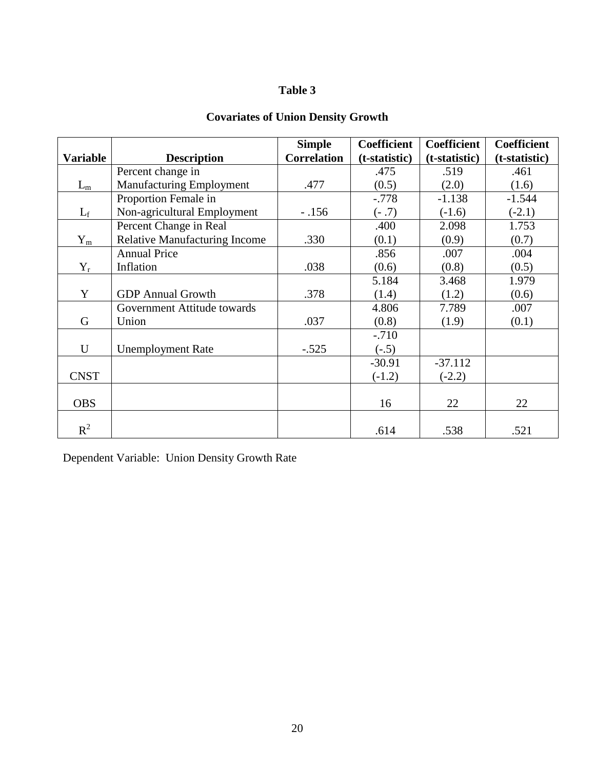# Table 3

## Covariates of Union Density Growth

| Variable | Description | Simple Correlation | Coefficient (t-statistic) | Coefficient (t-statistic) | Coefficient (t-statistic) |
|---|---|---|---|---|---|
| $L_m$ | Percent change in Manufacturing Employment | .477 | .475<br>(0.5) | .519<br>(2.0) | .461<br>(1.6) |
| $L_f$ | Proportion Female in Non-agricultural Employment | - .156 | -.778<br>(- .7) | -1.138<br>(-1.6) | -1.544<br>(-2.1) |
| $Y_m$ | Percent Change in Real Relative Manufacturing Income | .330 | .400<br>(0.1) | 2.098<br>(0.9) | 1.753<br>(0.7) |
| $Y_r$ | Annual Price Inflation | .038 | .856<br>(0.6) | .007<br>(0.8) | .004<br>(0.5) |
| Y | GDP Annual Growth | .378 | 5.184<br>(1.4) | 3.468<br>(1.2) | 1.979<br>(0.6) |
| G | Government Attitude towards Union | .037 | 4.806<br>(0.8) | 7.789<br>(1.9) | .007<br>(0.1) |
| U | Unemployment Rate | -.525 | -.710<br>(-.5) | | |
| CNST | | | -30.91<br>(-1.2) | -37.112<br>(-2.2) | |
| OBS | | | 16 | 22 | 22 |
| $R^2$ | | | .614 | .538 | .521 |

Dependent Variable: Union Density Growth Rate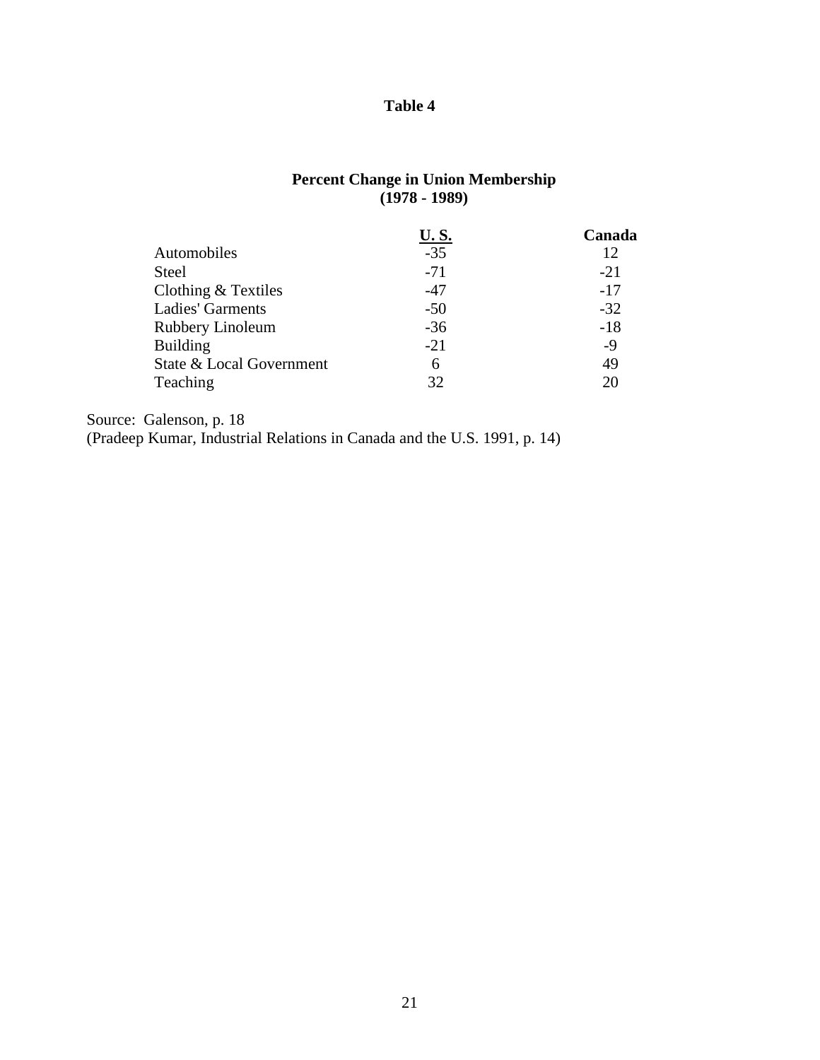**Table 4**

**Percent Change in Union Membership (1978 - 1989)**

| | U. S. | Canada |
|---|---|---|
| Automobiles | -35 | 12 |
| Steel | -71 | -21 |
| Clothing & Textiles | -47 | -17 |
| Ladies' Garments | -50 | -32 |
| Rubbery Linoleum | -36 | -18 |
| Building | -21 | -9 |
| State & Local Government | 6 | 49 |
| Teaching | 32 | 20 |

Source: Galenson, p. 18
(Pradeep Kumar, Industrial Relations in Canada and the U.S. 1991, p. 14)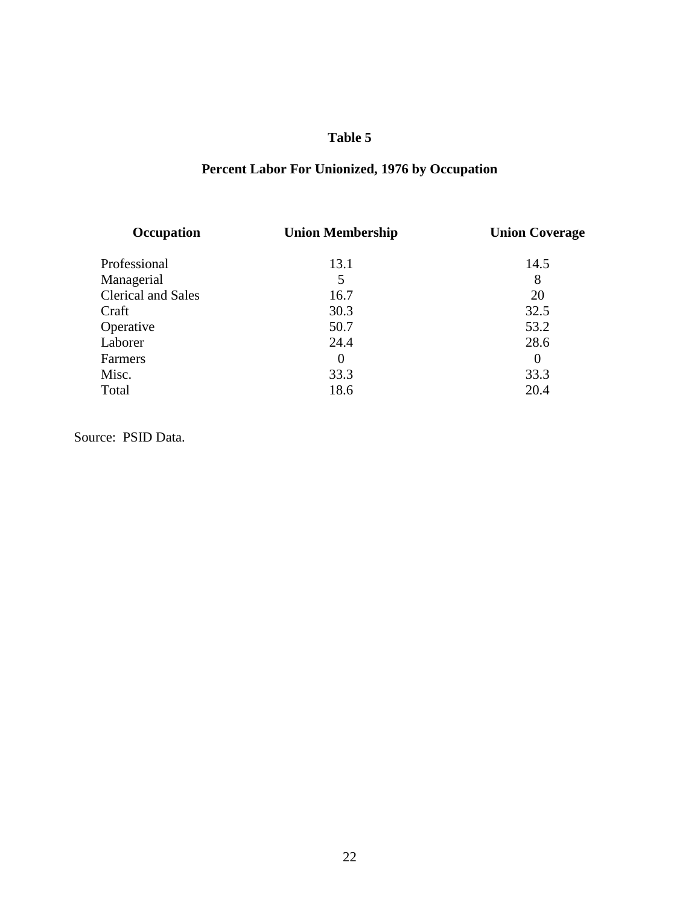# Table 5

## Percent Labor For Unionized, 1976 by Occupation

| Occupation | Union Membership | Union Coverage |
|---|---|---|
| Professional | 13.1 | 14.5 |
| Managerial | 5 | 8 |
| Clerical and Sales | 16.7 | 20 |
| Craft | 30.3 | 32.5 |
| Operative | 50.7 | 53.2 |
| Laborer | 24.4 | 28.6 |
| Farmers | 0 | 0 |
| Misc. | 33.3 | 33.3 |
| Total | 18.6 | 20.4 |

Source: PSID Data.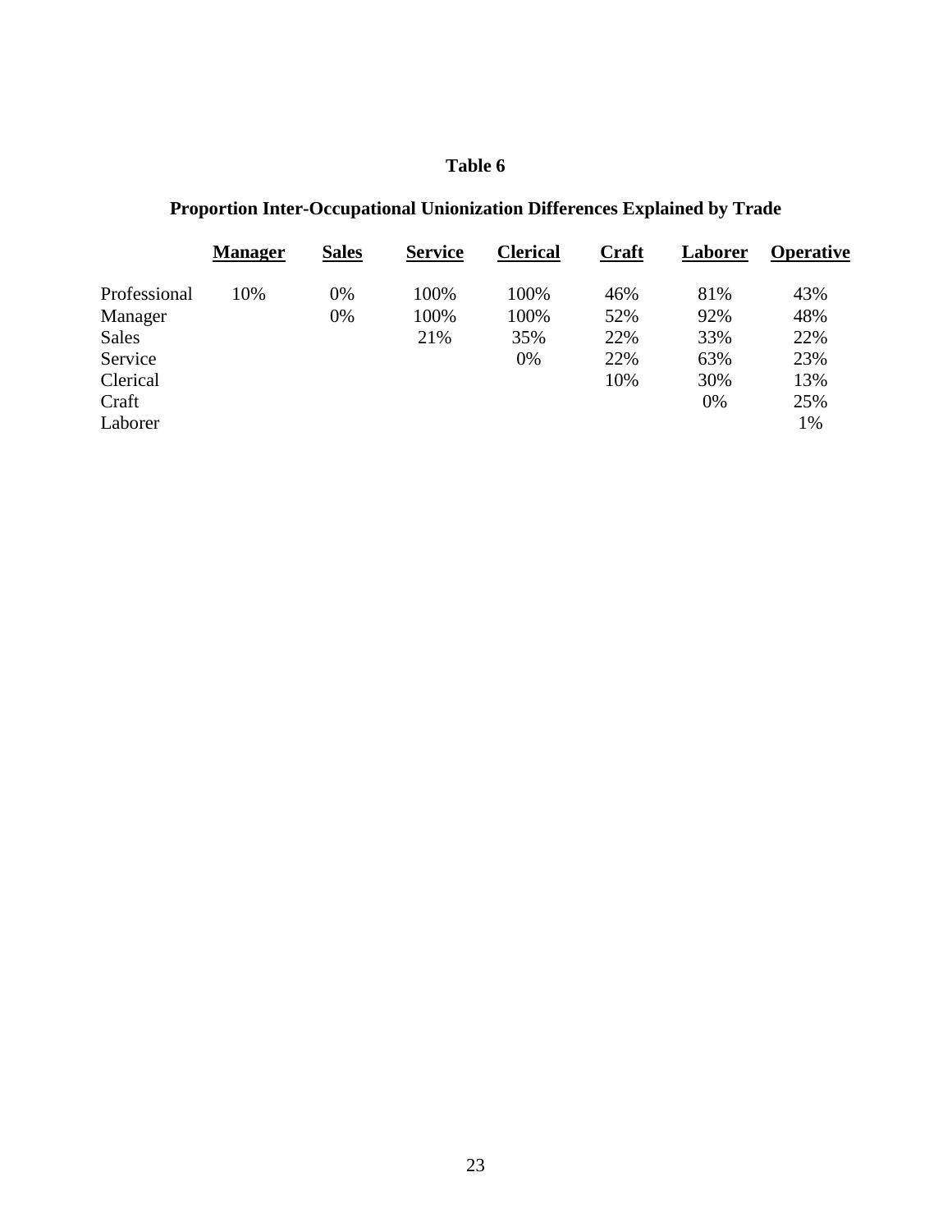# Table 6

## Proportion Inter-Occupational Unionization Differences Explained by Trade

| | Manager | Sales | Service | Clerical | Craft | Laborer | Operative |
|---|---|---|---|---|---|---|---|
| Professional | 10% | 0% | 100% | 100% | 46% | 81% | 43% |
| Manager | | 0% | 100% | 100% | 52% | 92% | 48% |
| Sales | | | 21% | 35% | 22% | 33% | 22% |
| Service | | | | 0% | 22% | 63% | 23% |
| Clerical | | | | | 10% | 30% | 13% |
| Craft | | | | | | 0% | 25% |
| Laborer | | | | | | | 1% |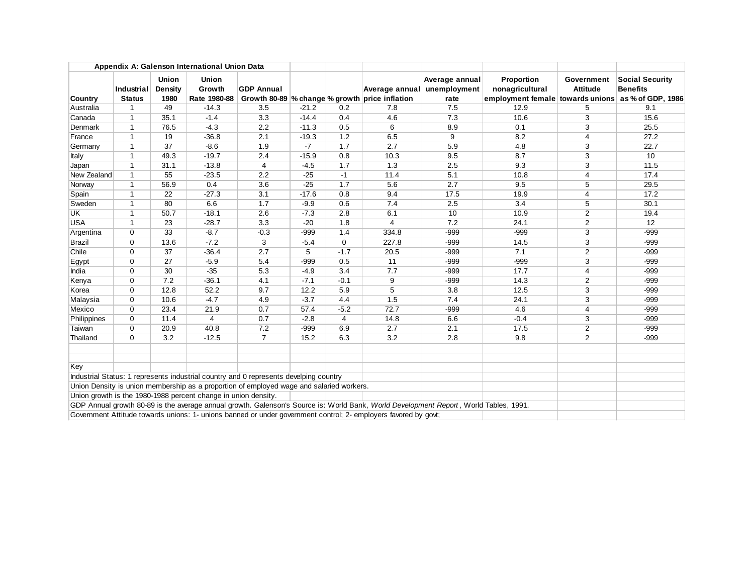**Appendix A: Galenson International Union Data**

| Country | Industrial Status | Union Density 1980 | Union Growth Rate 1980-88 | GDP Annual Growth 80-89 | % change | % growth | Average annual price inflation | Average annual unemployment rate | Proportion nonagricultural employment female | Government Attitude towards unions | Social Security Benefits as % of GDP, 1986 |
|---|---|---|---|---|---|---|---|---|---|---|---|
| Australia | 1 | 49 | -14.3 | 3.5 | -21.2 | 0.2 | 7.8 | 7.5 | 12.9 | 5 | 9.1 |
| Canada | 1 | 35.1 | -1.4 | 3.3 | -14.4 | 0.4 | 4.6 | 7.3 | 10.6 | 3 | 15.6 |
| Denmark | 1 | 76.5 | -4.3 | 2.2 | -11.3 | 0.5 | 6 | 8.9 | 0.1 | 3 | 25.5 |
| France | 1 | 19 | -36.8 | 2.1 | -19.3 | 1.2 | 6.5 | 9 | 8.2 | 4 | 27.2 |
| Germany | 1 | 37 | -8.6 | 1.9 | -7 | 1.7 | 2.7 | 5.9 | 4.8 | 3 | 22.7 |
| Italy | 1 | 49.3 | -19.7 | 2.4 | -15.9 | 0.8 | 10.3 | 9.5 | 8.7 | 3 | 10 |
| Japan | 1 | 31.1 | -13.8 | 4 | -4.5 | 1.7 | 1.3 | 2.5 | 9.3 | 3 | 11.5 |
| New Zealand | 1 | 55 | -23.5 | 2.2 | -25 | -1 | 11.4 | 5.1 | 10.8 | 4 | 17.4 |
| Norway | 1 | 56.9 | 0.4 | 3.6 | -25 | 1.7 | 5.6 | 2.7 | 9.5 | 5 | 29.5 |
| Spain | 1 | 22 | -27.3 | 3.1 | -17.6 | 0.8 | 9.4 | 17.5 | 19.9 | 4 | 17.2 |
| Sweden | 1 | 80 | 6.6 | 1.7 | -9.9 | 0.6 | 7.4 | 2.5 | 3.4 | 5 | 30.1 |
| UK | 1 | 50.7 | -18.1 | 2.6 | -7.3 | 2.8 | 6.1 | 10 | 10.9 | 2 | 19.4 |
| USA | 1 | 23 | -28.7 | 3.3 | -20 | 1.8 | 4 | 7.2 | 24.1 | 2 | 12 |
| Argentina | 0 | 33 | -8.7 | -0.3 | -999 | 1.4 | 334.8 | -999 | -999 | 3 | -999 |
| Brazil | 0 | 13.6 | -7.2 | 3 | -5.4 | 0 | 227.8 | -999 | 14.5 | 3 | -999 |
| Chile | 0 | 37 | -36.4 | 2.7 | 5 | -1.7 | 20.5 | -999 | 7.1 | 2 | -999 |
| Egypt | 0 | 27 | -5.9 | 5.4 | -999 | 0.5 | 11 | -999 | -999 | 3 | -999 |
| India | 0 | 30 | -35 | 5.3 | -4.9 | 3.4 | 7.7 | -999 | 17.7 | 4 | -999 |
| Kenya | 0 | 7.2 | -36.1 | 4.1 | -7.1 | -0.1 | 9 | -999 | 14.3 | 2 | -999 |
| Korea | 0 | 12.8 | 52.2 | 9.7 | 12.2 | 5.9 | 5 | 3.8 | 12.5 | 3 | -999 |
| Malaysia | 0 | 10.6 | -4.7 | 4.9 | -3.7 | 4.4 | 1.5 | 7.4 | 24.1 | 3 | -999 |
| Mexico | 0 | 23.4 | 21.9 | 0.7 | 57.4 | -5.2 | 72.7 | -999 | 4.6 | 4 | -999 |
| Philippines | 0 | 11.4 | 4 | 0.7 | -2.8 | 4 | 14.8 | 6.6 | -0.4 | 3 | -999 |
| Taiwan | 0 | 20.9 | 40.8 | 7.2 | -999 | 6.9 | 2.7 | 2.1 | 17.5 | 2 | -999 |
| Thailand | 0 | 3.2 | -12.5 | 7 | 15.2 | 6.3 | 3.2 | 2.8 | 9.8 | 2 | -999 |

Key

Industrial Status: 1 represents industrial country and 0 represents develping country

Union Density is union membership as a proportion of employed wage and salaried workers.

Union growth is the 1980-1988 percent change in union density.

GDP Annual growth 80-89 is the average annual growth. Galenson's Source is: World Bank, *World Development Report*, World Tables, 1991.

Government Attitude towards unions: 1- unions banned or under government control; 2- employers favored by govt;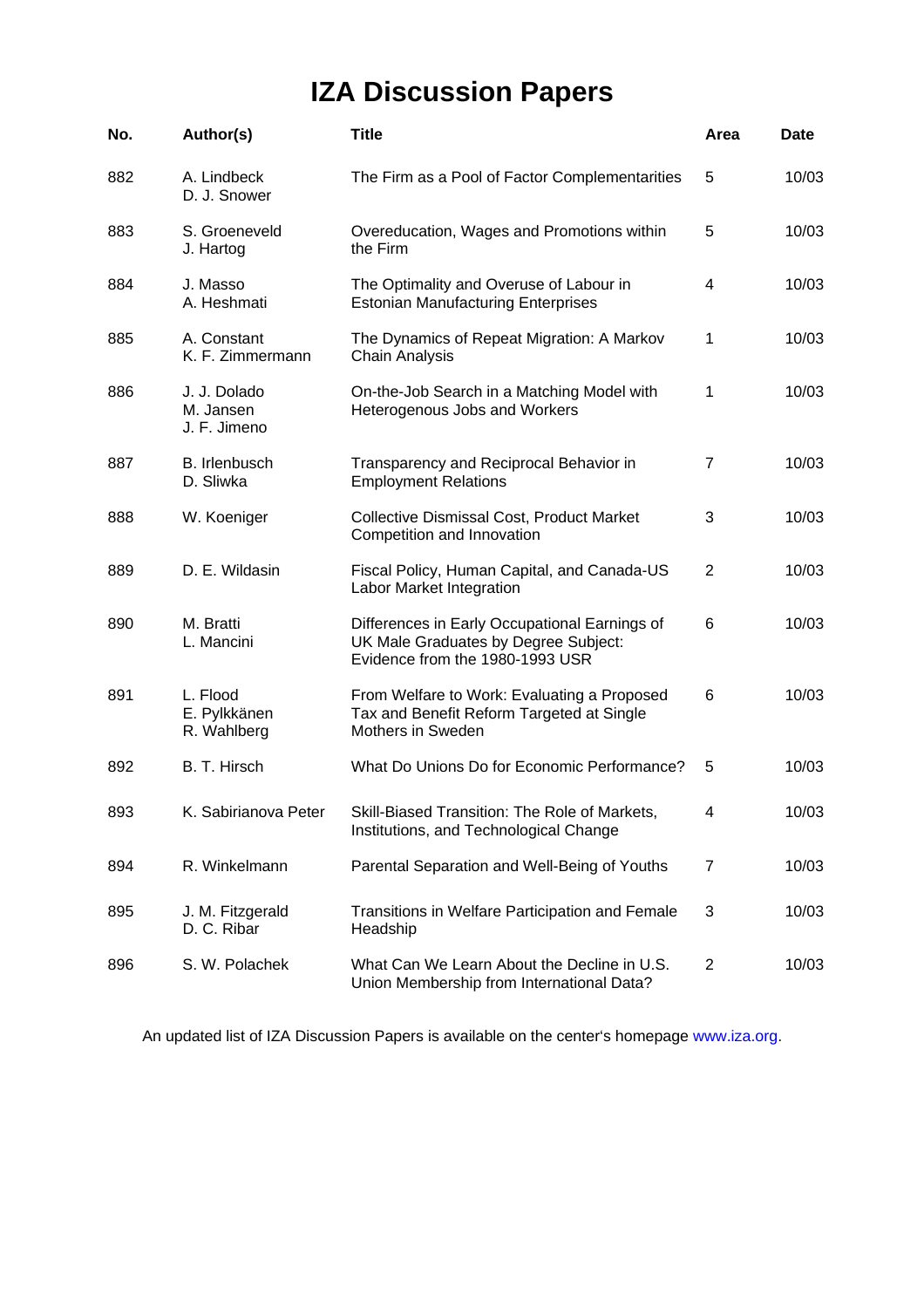# IZA Discussion Papers

| No. | Author(s) | Title | Area | Date |
|---|---|---|---|---|
| 882 | A. Lindbeck<br>D. J. Snower | The Firm as a Pool of Factor Complementarities | 5 | 10/03 |
| 883 | S. Groeneveld<br>J. Hartog | Overeducation, Wages and Promotions within the Firm | 5 | 10/03 |
| 884 | J. Masso<br>A. Heshmati | The Optimality and Overuse of Labour in Estonian Manufacturing Enterprises | 4 | 10/03 |
| 885 | A. Constant<br>K. F. Zimmermann | The Dynamics of Repeat Migration: A Markov Chain Analysis | 1 | 10/03 |
| 886 | J. J. Dolado<br>M. Jansen<br>J. F. Jimeno | On-the-Job Search in a Matching Model with Heterogenous Jobs and Workers | 1 | 10/03 |
| 887 | B. Irlenbusch<br>D. Sliwka | Transparency and Reciprocal Behavior in Employment Relations | 7 | 10/03 |
| 888 | W. Koeniger | Collective Dismissal Cost, Product Market Competition and Innovation | 3 | 10/03 |
| 889 | D. E. Wildasin | Fiscal Policy, Human Capital, and Canada-US Labor Market Integration | 2 | 10/03 |
| 890 | M. Bratti<br>L. Mancini | Differences in Early Occupational Earnings of UK Male Graduates by Degree Subject: Evidence from the 1980-1993 USR | 6 | 10/03 |
| 891 | L. Flood<br>E. Pylkkänen<br>R. Wahlberg | From Welfare to Work: Evaluating a Proposed Tax and Benefit Reform Targeted at Single Mothers in Sweden | 6 | 10/03 |
| 892 | B. T. Hirsch | What Do Unions Do for Economic Performance? | 5 | 10/03 |
| 893 | K. Sabirianova Peter | Skill-Biased Transition: The Role of Markets, Institutions, and Technological Change | 4 | 10/03 |
| 894 | R. Winkelmann | Parental Separation and Well-Being of Youths | 7 | 10/03 |
| 895 | J. M. Fitzgerald<br>D. C. Ribar | Transitions in Welfare Participation and Female Headship | 3 | 10/03 |
| 896 | S. W. Polachek | What Can We Learn About the Decline in U.S. Union Membership from International Data? | 2 | 10/03 |

An updated list of IZA Discussion Papers is available on the center's homepage www.iza.org.